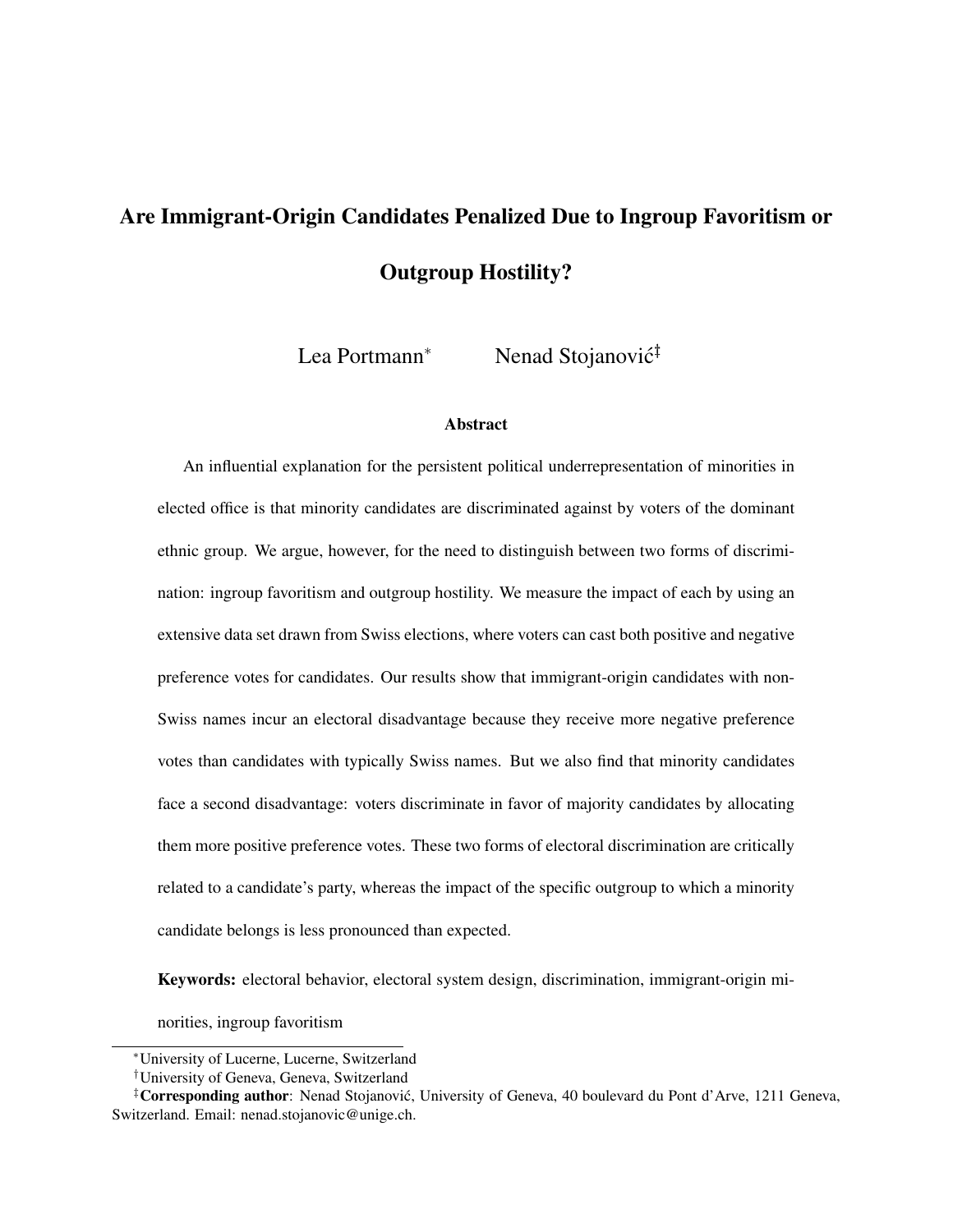# Are Immigrant-Origin Candidates Penalized Due to Ingroup Favoritism or Outgroup Hostility?

Lea Portmann[*] Nenad Stojanović[‡]

## Abstract

An influential explanation for the persistent political underrepresentation of minorities in elected office is that minority candidates are discriminated against by voters of the dominant ethnic group. We argue, however, for the need to distinguish between two forms of discrimination: ingroup favoritism and outgroup hostility. We measure the impact of each by using an extensive data set drawn from Swiss elections, where voters can cast both positive and negative preference votes for candidates. Our results show that immigrant-origin candidates with non-Swiss names incur an electoral disadvantage because they receive more negative preference votes than candidates with typically Swiss names. But we also find that minority candidates face a second disadvantage: voters discriminate in favor of majority candidates by allocating them more positive preference votes. These two forms of electoral discrimination are critically related to a candidate's party, whereas the impact of the specific outgroup to which a minority candidate belongs is less pronounced than expected.

**Keywords:** electoral behavior, electoral system design, discrimination, immigrant-origin minorities, ingroup favoritism

---

[*] University of Lucerne, Lucerne, Switzerland

[†] University of Geneva, Geneva, Switzerland

[‡] **Corresponding author**: Nenad Stojanović, University of Geneva, 40 boulevard du Pont d'Arve, 1211 Geneva, Switzerland. Email: nenad.stojanovic@unige.ch.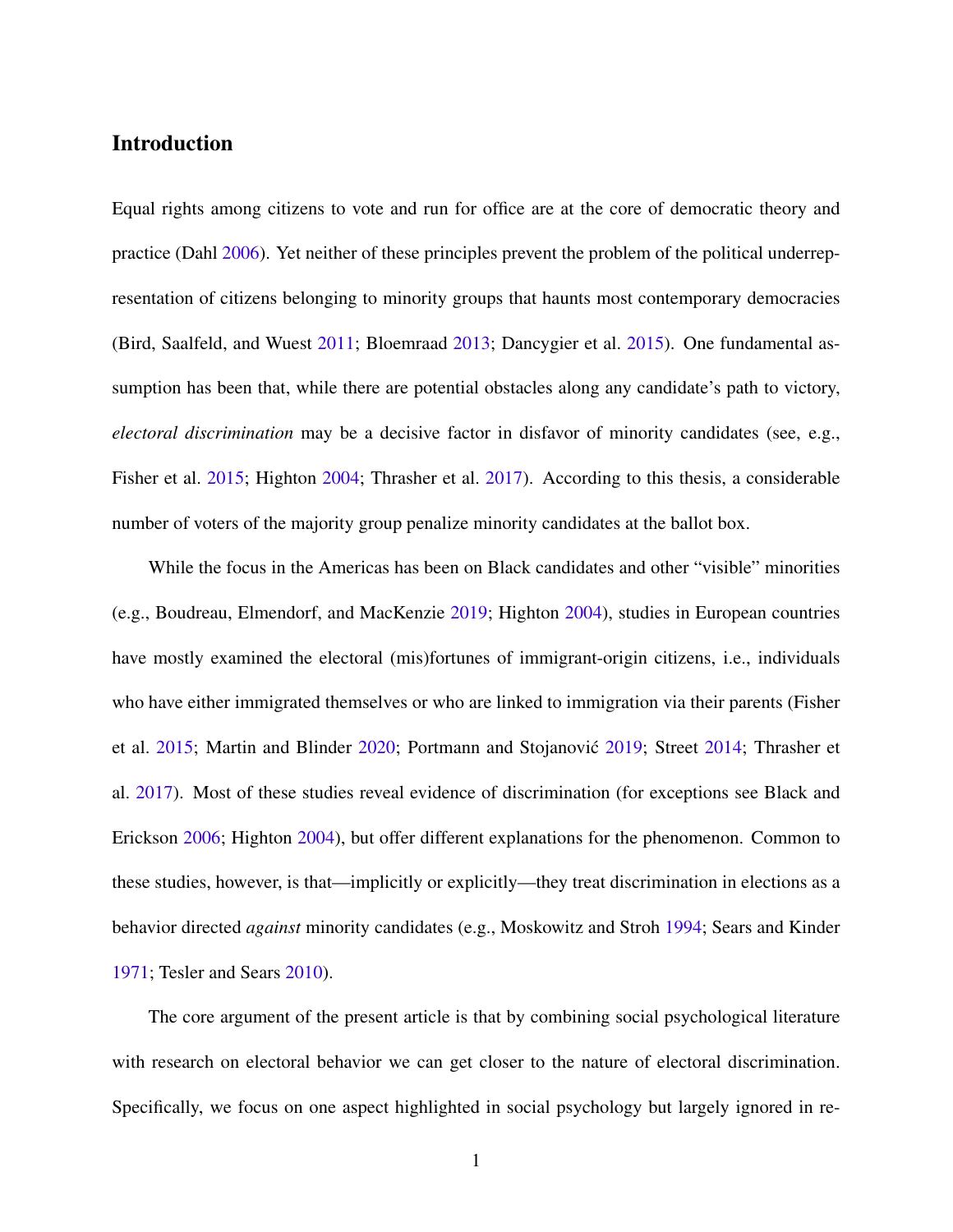# Introduction

Equal rights among citizens to vote and run for office are at the core of democratic theory and practice (Dahl 2006). Yet neither of these principles prevent the problem of the political underrepresentation of citizens belonging to minority groups that haunts most contemporary democracies (Bird, Saalfeld, and Wuest 2011; Bloemraad 2013; Dancygier et al. 2015). One fundamental assumption has been that, while there are potential obstacles along any candidate's path to victory, *electoral discrimination* may be a decisive factor in disfavor of minority candidates (see, e.g., Fisher et al. 2015; Highton 2004; Thrasher et al. 2017). According to this thesis, a considerable number of voters of the majority group penalize minority candidates at the ballot box.

While the focus in the Americas has been on Black candidates and other "visible" minorities (e.g., Boudreau, Elmendorf, and MacKenzie 2019; Highton 2004), studies in European countries have mostly examined the electoral (mis)fortunes of immigrant-origin citizens, i.e., individuals who have either immigrated themselves or who are linked to immigration via their parents (Fisher et al. 2015; Martin and Blinder 2020; Portmann and Stojanović 2019; Street 2014; Thrasher et al. 2017). Most of these studies reveal evidence of discrimination (for exceptions see Black and Erickson 2006; Highton 2004), but offer different explanations for the phenomenon. Common to these studies, however, is that—implicitly or explicitly—they treat discrimination in elections as a behavior directed *against* minority candidates (e.g., Moskowitz and Stroh 1994; Sears and Kinder 1971; Tesler and Sears 2010).

The core argument of the present article is that by combining social psychological literature with research on electoral behavior we can get closer to the nature of electoral discrimination. Specifically, we focus on one aspect highlighted in social psychology but largely ignored in re-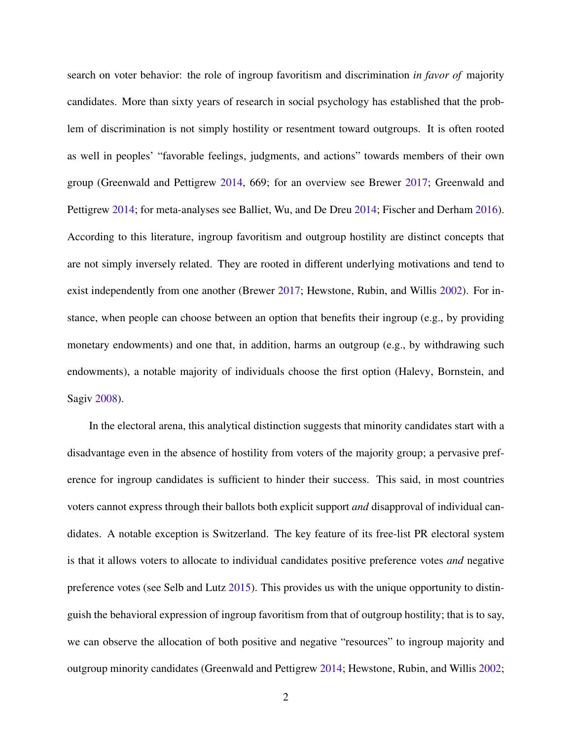search on voter behavior: the role of ingroup favoritism and discrimination *in favor of* majority candidates. More than sixty years of research in social psychology has established that the problem of discrimination is not simply hostility or resentment toward outgroups. It is often rooted as well in peoples' "favorable feelings, judgments, and actions" towards members of their own group (Greenwald and Pettigrew 2014, 669; for an overview see Brewer 2017; Greenwald and Pettigrew 2014; for meta-analyses see Balliet, Wu, and De Dreu 2014; Fischer and Derham 2016). According to this literature, ingroup favoritism and outgroup hostility are distinct concepts that are not simply inversely related. They are rooted in different underlying motivations and tend to exist independently from one another (Brewer 2017; Hewstone, Rubin, and Willis 2002). For instance, when people can choose between an option that benefits their ingroup (e.g., by providing monetary endowments) and one that, in addition, harms an outgroup (e.g., by withdrawing such endowments), a notable majority of individuals choose the first option (Halevy, Bornstein, and Sagiv 2008).

In the electoral arena, this analytical distinction suggests that minority candidates start with a disadvantage even in the absence of hostility from voters of the majority group; a pervasive preference for ingroup candidates is sufficient to hinder their success. This said, in most countries voters cannot express through their ballots both explicit support *and* disapproval of individual candidates. A notable exception is Switzerland. The key feature of its free-list PR electoral system is that it allows voters to allocate to individual candidates positive preference votes *and* negative preference votes (see Selb and Lutz 2015). This provides us with the unique opportunity to distinguish the behavioral expression of ingroup favoritism from that of outgroup hostility; that is to say, we can observe the allocation of both positive and negative "resources" to ingroup majority and outgroup minority candidates (Greenwald and Pettigrew 2014; Hewstone, Rubin, and Willis 2002;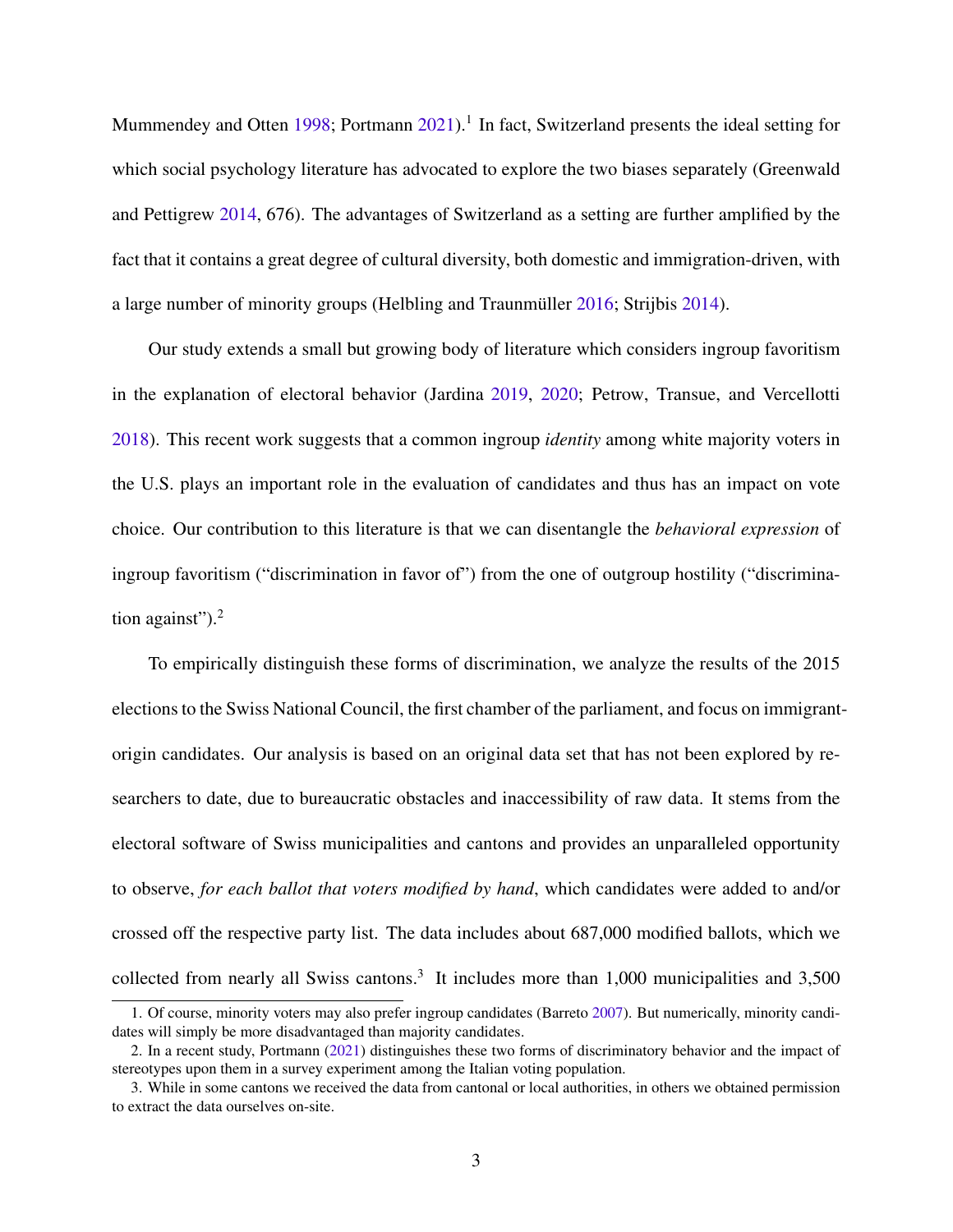Mummendey and Otten 1998; Portmann 2021).[1] In fact, Switzerland presents the ideal setting for which social psychology literature has advocated to explore the two biases separately (Greenwald and Pettigrew 2014, 676). The advantages of Switzerland as a setting are further amplified by the fact that it contains a great degree of cultural diversity, both domestic and immigration-driven, with a large number of minority groups (Helbling and Traunmüller 2016; Strijbis 2014).

Our study extends a small but growing body of literature which considers ingroup favoritism in the explanation of electoral behavior (Jardina 2019, 2020; Petrow, Transue, and Vercellotti 2018). This recent work suggests that a common ingroup *identity* among white majority voters in the U.S. plays an important role in the evaluation of candidates and thus has an impact on vote choice. Our contribution to this literature is that we can disentangle the *behavioral expression* of ingroup favoritism ("discrimination in favor of") from the one of outgroup hostility ("discrimination against").[2]

To empirically distinguish these forms of discrimination, we analyze the results of the 2015 elections to the Swiss National Council, the first chamber of the parliament, and focus on immigrant-origin candidates. Our analysis is based on an original data set that has not been explored by researchers to date, due to bureaucratic obstacles and inaccessibility of raw data. It stems from the electoral software of Swiss municipalities and cantons and provides an unparalleled opportunity to observe, *for each ballot that voters modified by hand*, which candidates were added to and/or crossed off the respective party list. The data includes about 687,000 modified ballots, which we collected from nearly all Swiss cantons.[3] It includes more than 1,000 municipalities and 3,500

1. Of course, minority voters may also prefer ingroup candidates (Barreto 2007). But numerically, minority candidates will simply be more disadvantaged than majority candidates.

2. In a recent study, Portmann (2021) distinguishes these two forms of discriminatory behavior and the impact of stereotypes upon them in a survey experiment among the Italian voting population.

3. While in some cantons we received the data from cantonal or local authorities, in others we obtained permission to extract the data ourselves on-site.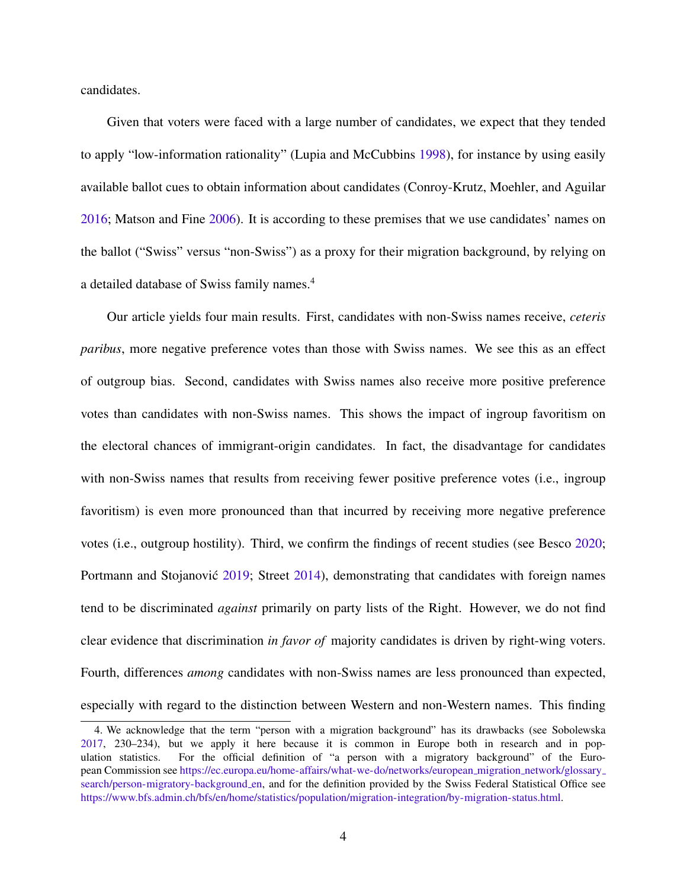candidates.

Given that voters were faced with a large number of candidates, we expect that they tended to apply "low-information rationality" (Lupia and McCubbins 1998), for instance by using easily available ballot cues to obtain information about candidates (Conroy-Krutz, Moehler, and Aguilar 2016; Matson and Fine 2006). It is according to these premises that we use candidates' names on the ballot ("Swiss" versus "non-Swiss") as a proxy for their migration background, by relying on a detailed database of Swiss family names.[4]

Our article yields four main results. First, candidates with non-Swiss names receive, *ceteris paribus*, more negative preference votes than those with Swiss names. We see this as an effect of outgroup bias. Second, candidates with Swiss names also receive more positive preference votes than candidates with non-Swiss names. This shows the impact of ingroup favoritism on the electoral chances of immigrant-origin candidates. In fact, the disadvantage for candidates with non-Swiss names that results from receiving fewer positive preference votes (i.e., ingroup favoritism) is even more pronounced than that incurred by receiving more negative preference votes (i.e., outgroup hostility). Third, we confirm the findings of recent studies (see Besco 2020; Portmann and Stojanović 2019; Street 2014), demonstrating that candidates with foreign names tend to be discriminated *against* primarily on party lists of the Right. However, we do not find clear evidence that discrimination *in favor of* majority candidates is driven by right-wing voters. Fourth, differences *among* candidates with non-Swiss names are less pronounced than expected, especially with regard to the distinction between Western and non-Western names. This finding

4. We acknowledge that the term "person with a migration background" has its drawbacks (see Sobolewska 2017, 230–234), but we apply it here because it is common in Europe both in research and in population statistics. For the official definition of "a person with a migratory background" of the European Commission see https://ec.europa.eu/home-affairs/what-we-do/networks/european_migration_network/glossary_search/person-migratory-background_en, and for the definition provided by the Swiss Federal Statistical Office see https://www.bfs.admin.ch/bfs/en/home/statistics/population/migration-integration/by-migration-status.html.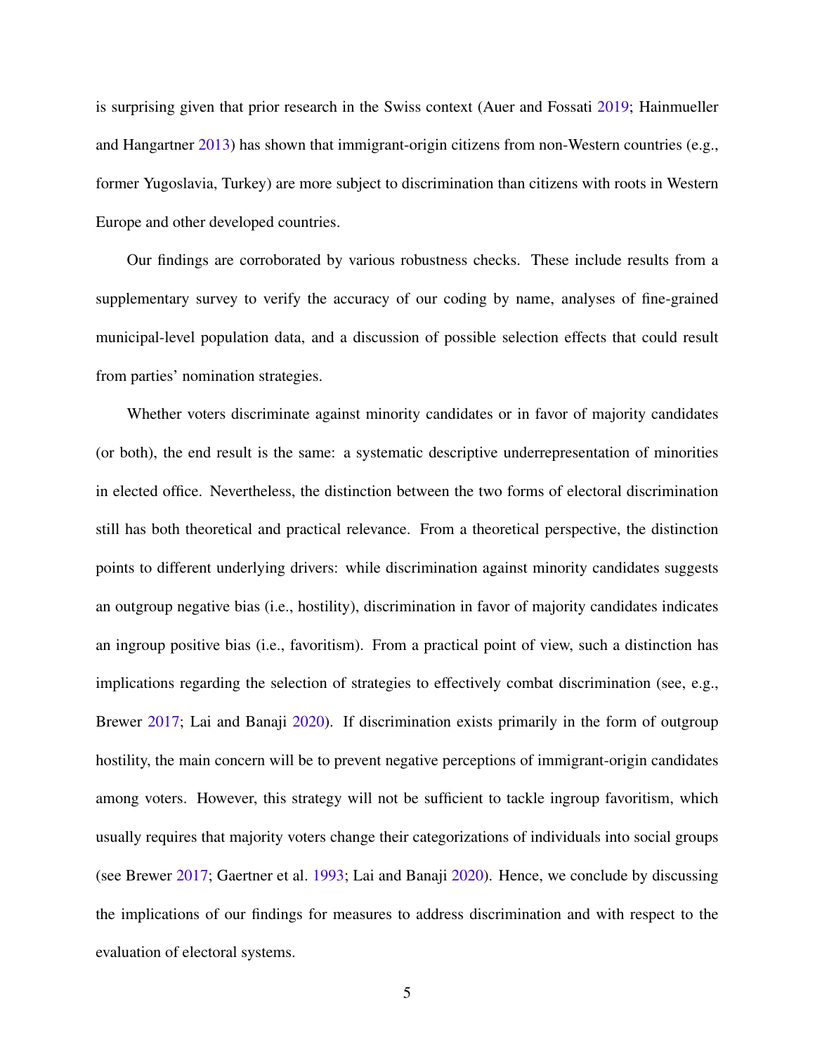is surprising given that prior research in the Swiss context (Auer and Fossati 2019; Hainmueller and Hangartner 2013) has shown that immigrant-origin citizens from non-Western countries (e.g., former Yugoslavia, Turkey) are more subject to discrimination than citizens with roots in Western Europe and other developed countries.

Our findings are corroborated by various robustness checks. These include results from a supplementary survey to verify the accuracy of our coding by name, analyses of fine-grained municipal-level population data, and a discussion of possible selection effects that could result from parties' nomination strategies.

Whether voters discriminate against minority candidates or in favor of majority candidates (or both), the end result is the same: a systematic descriptive underrepresentation of minorities in elected office. Nevertheless, the distinction between the two forms of electoral discrimination still has both theoretical and practical relevance. From a theoretical perspective, the distinction points to different underlying drivers: while discrimination against minority candidates suggests an outgroup negative bias (i.e., hostility), discrimination in favor of majority candidates indicates an ingroup positive bias (i.e., favoritism). From a practical point of view, such a distinction has implications regarding the selection of strategies to effectively combat discrimination (see, e.g., Brewer 2017; Lai and Banaji 2020). If discrimination exists primarily in the form of outgroup hostility, the main concern will be to prevent negative perceptions of immigrant-origin candidates among voters. However, this strategy will not be sufficient to tackle ingroup favoritism, which usually requires that majority voters change their categorizations of individuals into social groups (see Brewer 2017; Gaertner et al. 1993; Lai and Banaji 2020). Hence, we conclude by discussing the implications of our findings for measures to address discrimination and with respect to the evaluation of electoral systems.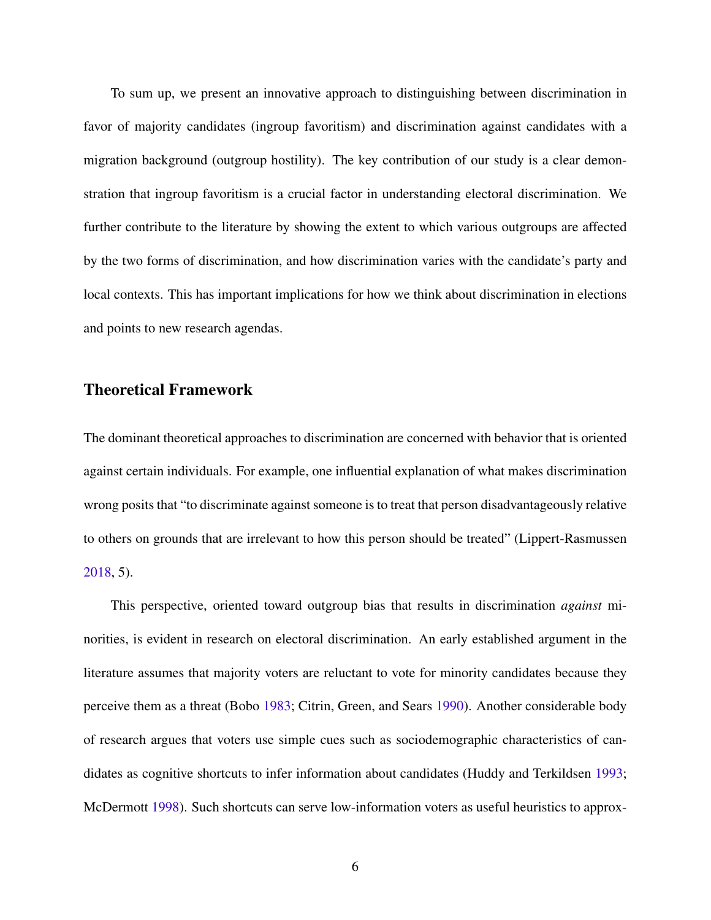To sum up, we present an innovative approach to distinguishing between discrimination in favor of majority candidates (ingroup favoritism) and discrimination against candidates with a migration background (outgroup hostility). The key contribution of our study is a clear demonstration that ingroup favoritism is a crucial factor in understanding electoral discrimination. We further contribute to the literature by showing the extent to which various outgroups are affected by the two forms of discrimination, and how discrimination varies with the candidate's party and local contexts. This has important implications for how we think about discrimination in elections and points to new research agendas.

## Theoretical Framework

The dominant theoretical approaches to discrimination are concerned with behavior that is oriented against certain individuals. For example, one influential explanation of what makes discrimination wrong posits that "to discriminate against someone is to treat that person disadvantageously relative to others on grounds that are irrelevant to how this person should be treated" (Lippert-Rasmussen 2018, 5).

This perspective, oriented toward outgroup bias that results in discrimination *against* minorities, is evident in research on electoral discrimination. An early established argument in the literature assumes that majority voters are reluctant to vote for minority candidates because they perceive them as a threat (Bobo 1983; Citrin, Green, and Sears 1990). Another considerable body of research argues that voters use simple cues such as sociodemographic characteristics of candidates as cognitive shortcuts to infer information about candidates (Huddy and Terkildsen 1993; McDermott 1998). Such shortcuts can serve low-information voters as useful heuristics to approx-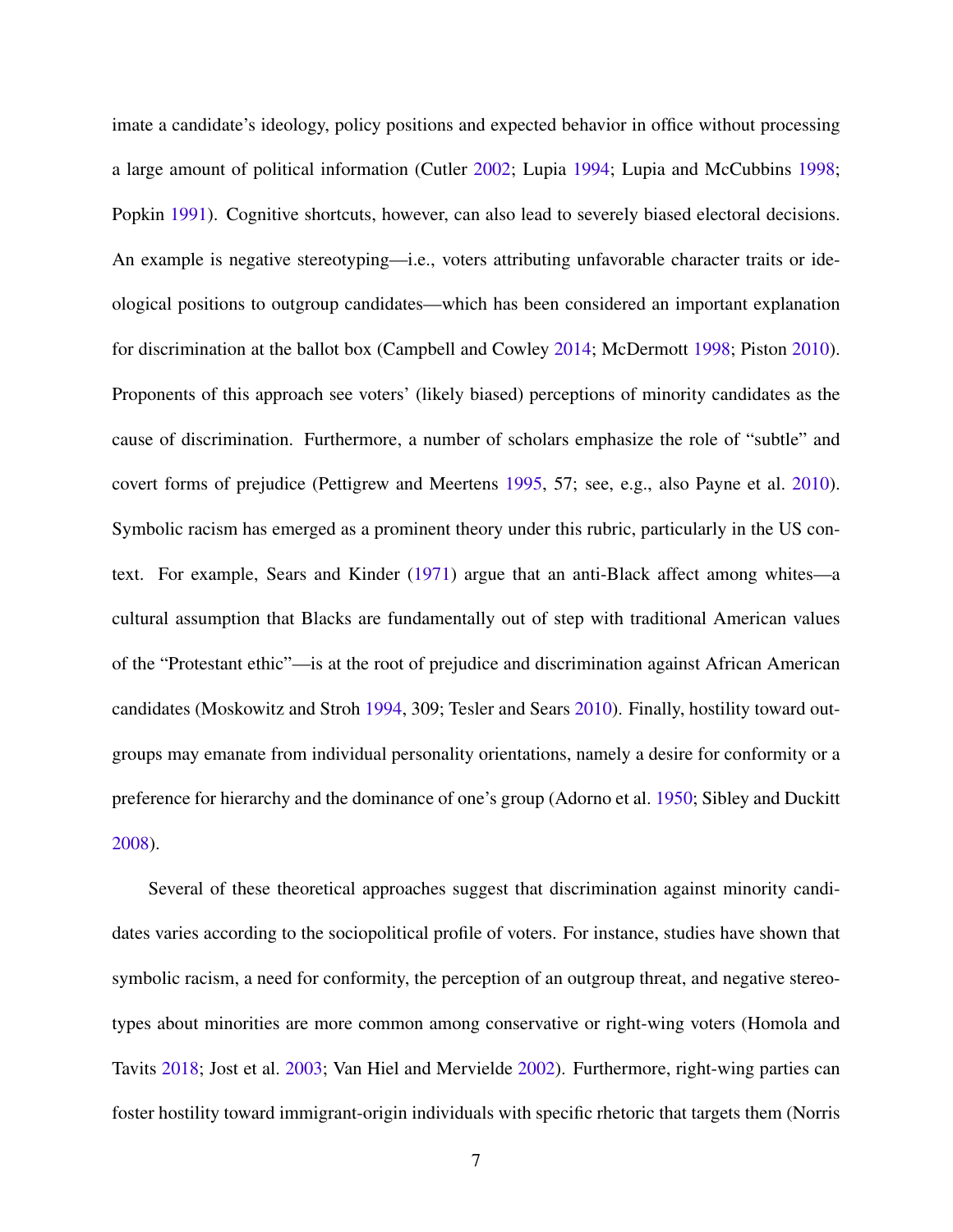imate a candidate's ideology, policy positions and expected behavior in office without processing a large amount of political information (Cutler 2002; Lupia 1994; Lupia and McCubbins 1998; Popkin 1991). Cognitive shortcuts, however, can also lead to severely biased electoral decisions. An example is negative stereotyping—i.e., voters attributing unfavorable character traits or ideological positions to outgroup candidates—which has been considered an important explanation for discrimination at the ballot box (Campbell and Cowley 2014; McDermott 1998; Piston 2010). Proponents of this approach see voters' (likely biased) perceptions of minority candidates as the cause of discrimination. Furthermore, a number of scholars emphasize the role of "subtle" and covert forms of prejudice (Pettigrew and Meertens 1995, 57; see, e.g., also Payne et al. 2010). Symbolic racism has emerged as a prominent theory under this rubric, particularly in the US context. For example, Sears and Kinder (1971) argue that an anti-Black affect among whites—a cultural assumption that Blacks are fundamentally out of step with traditional American values of the "Protestant ethic"—is at the root of prejudice and discrimination against African American candidates (Moskowitz and Stroh 1994, 309; Tesler and Sears 2010). Finally, hostility toward outgroups may emanate from individual personality orientations, namely a desire for conformity or a preference for hierarchy and the dominance of one's group (Adorno et al. 1950; Sibley and Duckitt 2008).

Several of these theoretical approaches suggest that discrimination against minority candidates varies according to the sociopolitical profile of voters. For instance, studies have shown that symbolic racism, a need for conformity, the perception of an outgroup threat, and negative stereotypes about minorities are more common among conservative or right-wing voters (Homola and Tavits 2018; Jost et al. 2003; Van Hiel and Mervielde 2002). Furthermore, right-wing parties can foster hostility toward immigrant-origin individuals with specific rhetoric that targets them (Norris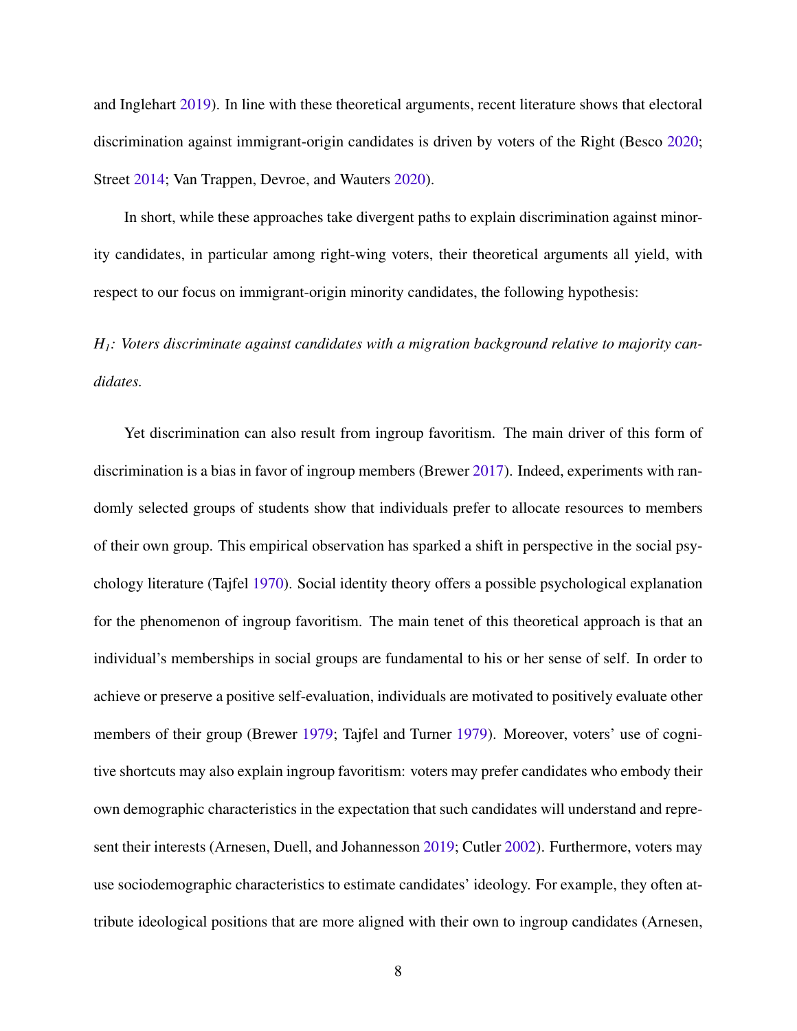and Inglehart 2019). In line with these theoretical arguments, recent literature shows that electoral discrimination against immigrant-origin candidates is driven by voters of the Right (Besco 2020; Street 2014; Van Trappen, Devroe, and Wauters 2020).

In short, while these approaches take divergent paths to explain discrimination against minority candidates, in particular among right-wing voters, their theoretical arguments all yield, with respect to our focus on immigrant-origin minority candidates, the following hypothesis:

*$H_1$: Voters discriminate against candidates with a migration background relative to majority candidates.*

Yet discrimination can also result from ingroup favoritism. The main driver of this form of discrimination is a bias in favor of ingroup members (Brewer 2017). Indeed, experiments with randomly selected groups of students show that individuals prefer to allocate resources to members of their own group. This empirical observation has sparked a shift in perspective in the social psychology literature (Tajfel 1970). Social identity theory offers a possible psychological explanation for the phenomenon of ingroup favoritism. The main tenet of this theoretical approach is that an individual's memberships in social groups are fundamental to his or her sense of self. In order to achieve or preserve a positive self-evaluation, individuals are motivated to positively evaluate other members of their group (Brewer 1979; Tajfel and Turner 1979). Moreover, voters' use of cognitive shortcuts may also explain ingroup favoritism: voters may prefer candidates who embody their own demographic characteristics in the expectation that such candidates will understand and represent their interests (Arnesen, Duell, and Johannesson 2019; Cutler 2002). Furthermore, voters may use sociodemographic characteristics to estimate candidates' ideology. For example, they often attribute ideological positions that are more aligned with their own to ingroup candidates (Arnesen,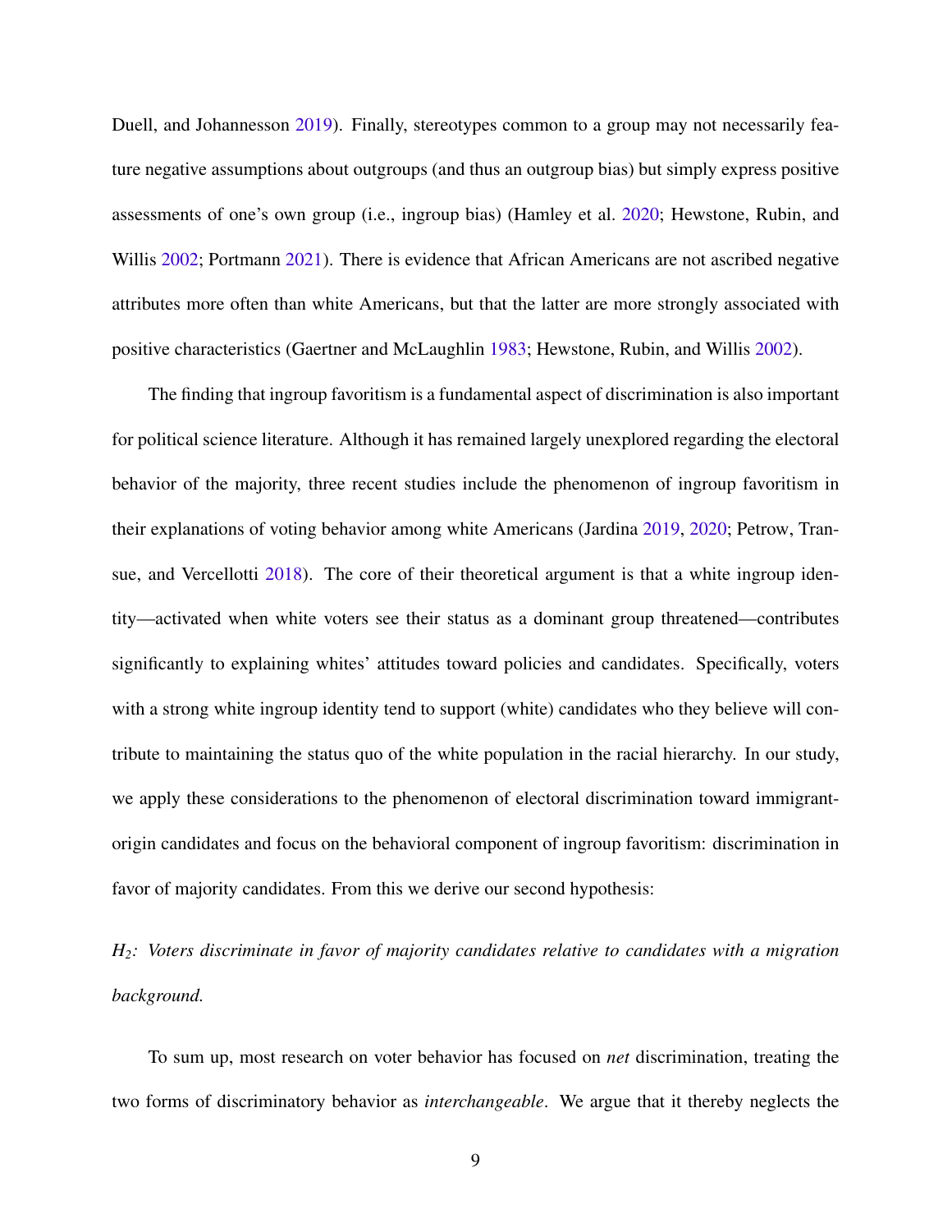Duell, and Johannesson 2019). Finally, stereotypes common to a group may not necessarily feature negative assumptions about outgroups (and thus an outgroup bias) but simply express positive assessments of one's own group (i.e., ingroup bias) (Hamley et al. 2020; Hewstone, Rubin, and Willis 2002; Portmann 2021). There is evidence that African Americans are not ascribed negative attributes more often than white Americans, but that the latter are more strongly associated with positive characteristics (Gaertner and McLaughlin 1983; Hewstone, Rubin, and Willis 2002).

The finding that ingroup favoritism is a fundamental aspect of discrimination is also important for political science literature. Although it has remained largely unexplored regarding the electoral behavior of the majority, three recent studies include the phenomenon of ingroup favoritism in their explanations of voting behavior among white Americans (Jardina 2019, 2020; Petrow, Transue, and Vercellotti 2018). The core of their theoretical argument is that a white ingroup identity—activated when white voters see their status as a dominant group threatened—contributes significantly to explaining whites' attitudes toward policies and candidates. Specifically, voters with a strong white ingroup identity tend to support (white) candidates who they believe will contribute to maintaining the status quo of the white population in the racial hierarchy. In our study, we apply these considerations to the phenomenon of electoral discrimination toward immigrant-origin candidates and focus on the behavioral component of ingroup favoritism: discrimination in favor of majority candidates. From this we derive our second hypothesis:

*$H_2$: Voters discriminate in favor of majority candidates relative to candidates with a migration background.*

To sum up, most research on voter behavior has focused on *net* discrimination, treating the two forms of discriminatory behavior as *interchangeable*. We argue that it thereby neglects the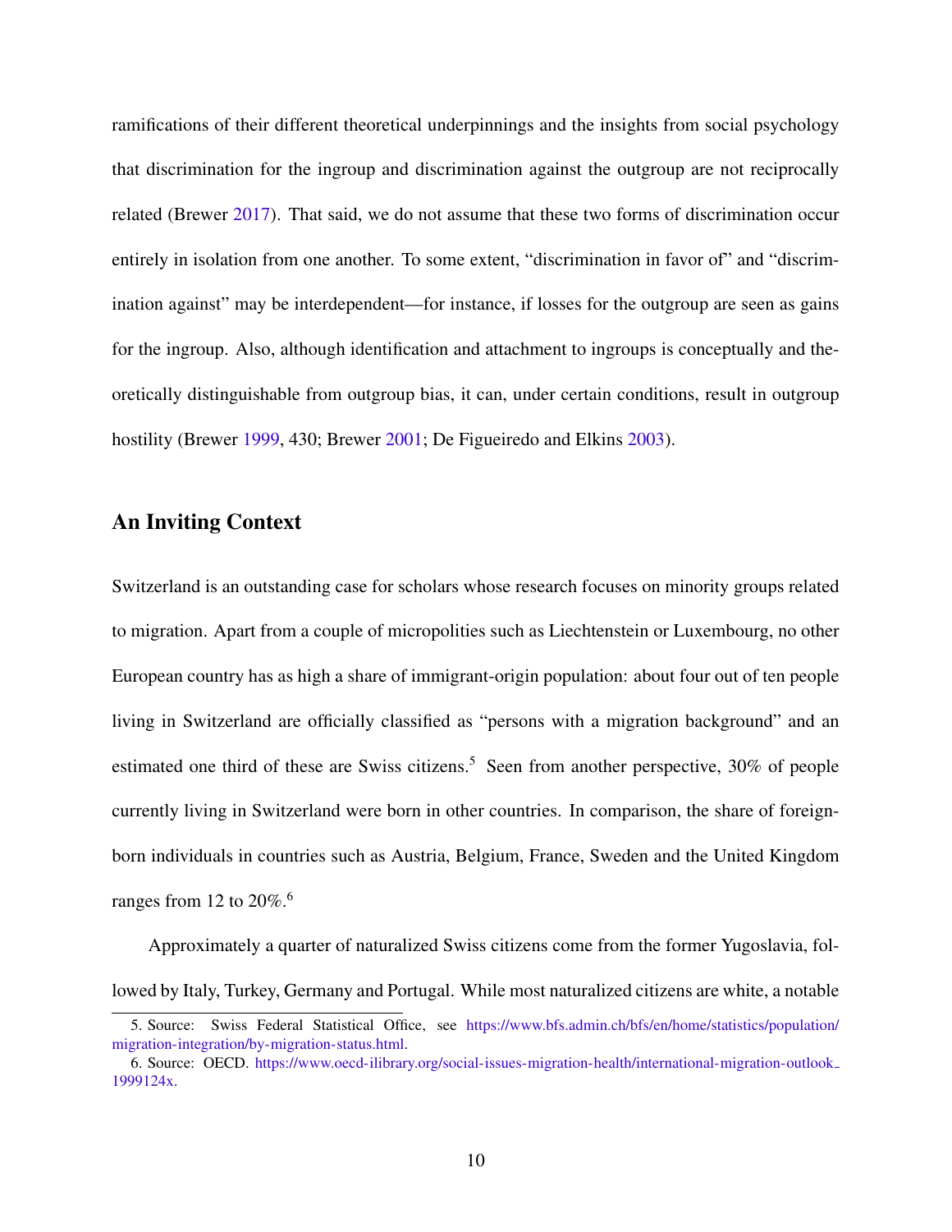ramifications of their different theoretical underpinnings and the insights from social psychology that discrimination for the ingroup and discrimination against the outgroup are not reciprocally related (Brewer 2017). That said, we do not assume that these two forms of discrimination occur entirely in isolation from one another. To some extent, "discrimination in favor of" and "discrimination against" may be interdependent—for instance, if losses for the outgroup are seen as gains for the ingroup. Also, although identification and attachment to ingroups is conceptually and theoretically distinguishable from outgroup bias, it can, under certain conditions, result in outgroup hostility (Brewer 1999, 430; Brewer 2001; De Figueiredo and Elkins 2003).

## An Inviting Context

Switzerland is an outstanding case for scholars whose research focuses on minority groups related to migration. Apart from a couple of micropolities such as Liechtenstein or Luxembourg, no other European country has as high a share of immigrant-origin population: about four out of ten people living in Switzerland are officially classified as "persons with a migration background" and an estimated one third of these are Swiss citizens.[5] Seen from another perspective, 30% of people currently living in Switzerland were born in other countries. In comparison, the share of foreign-born individuals in countries such as Austria, Belgium, France, Sweden and the United Kingdom ranges from 12 to 20%.[6]

Approximately a quarter of naturalized Swiss citizens come from the former Yugoslavia, followed by Italy, Turkey, Germany and Portugal. While most naturalized citizens are white, a notable

5. Source: Swiss Federal Statistical Office, see https://www.bfs.admin.ch/bfs/en/home/statistics/population/migration-integration/by-migration-status.html.

6. Source: OECD. https://www.oecd-ilibrary.org/social-issues-migration-health/international-migration-outlook_1999124x.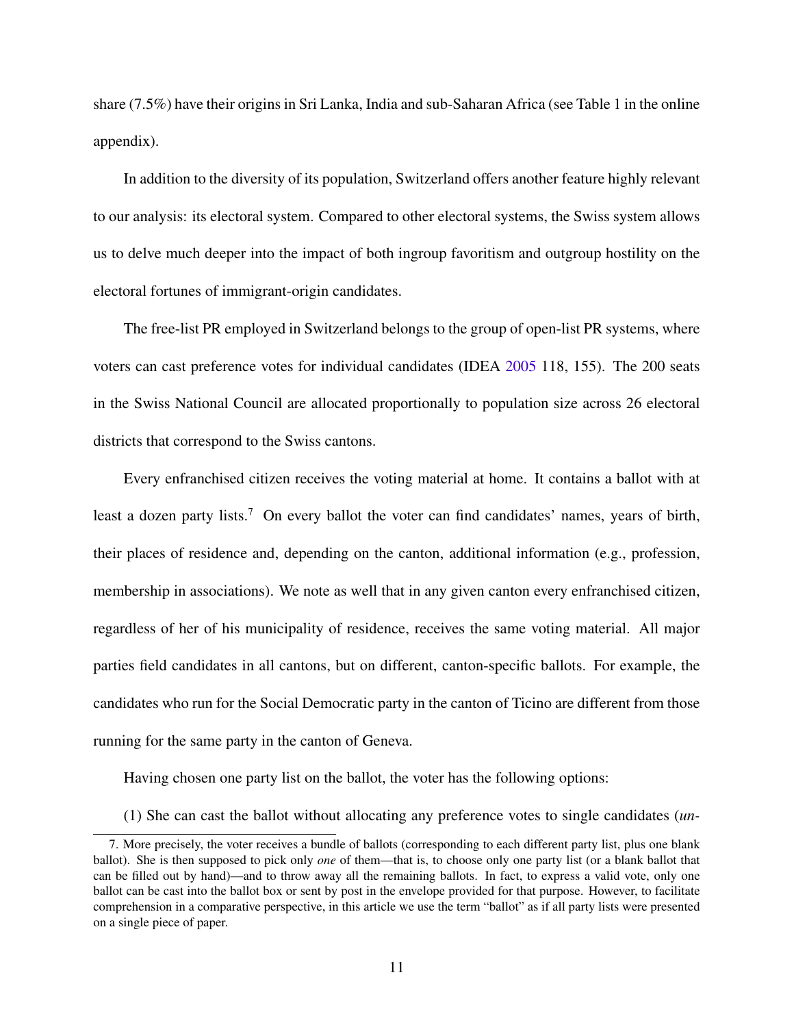share (7.5%) have their origins in Sri Lanka, India and sub-Saharan Africa (see Table 1 in the online appendix).

In addition to the diversity of its population, Switzerland offers another feature highly relevant to our analysis: its electoral system. Compared to other electoral systems, the Swiss system allows us to delve much deeper into the impact of both ingroup favoritism and outgroup hostility on the electoral fortunes of immigrant-origin candidates.

The free-list PR employed in Switzerland belongs to the group of open-list PR systems, where voters can cast preference votes for individual candidates (IDEA 2005 118, 155). The 200 seats in the Swiss National Council are allocated proportionally to population size across 26 electoral districts that correspond to the Swiss cantons.

Every enfranchised citizen receives the voting material at home. It contains a ballot with at least a dozen party lists.[7] On every ballot the voter can find candidates' names, years of birth, their places of residence and, depending on the canton, additional information (e.g., profession, membership in associations). We note as well that in any given canton every enfranchised citizen, regardless of her of his municipality of residence, receives the same voting material. All major parties field candidates in all cantons, but on different, canton-specific ballots. For example, the candidates who run for the Social Democratic party in the canton of Ticino are different from those running for the same party in the canton of Geneva.

Having chosen one party list on the ballot, the voter has the following options:

(1) She can cast the ballot without allocating any preference votes to single candidates (*un-*

7. More precisely, the voter receives a bundle of ballots (corresponding to each different party list, plus one blank ballot). She is then supposed to pick only *one* of them—that is, to choose only one party list (or a blank ballot that can be filled out by hand)—and to throw away all the remaining ballots. In fact, to express a valid vote, only one ballot can be cast into the ballot box or sent by post in the envelope provided for that purpose. However, to facilitate comprehension in a comparative perspective, in this article we use the term "ballot" as if all party lists were presented on a single piece of paper.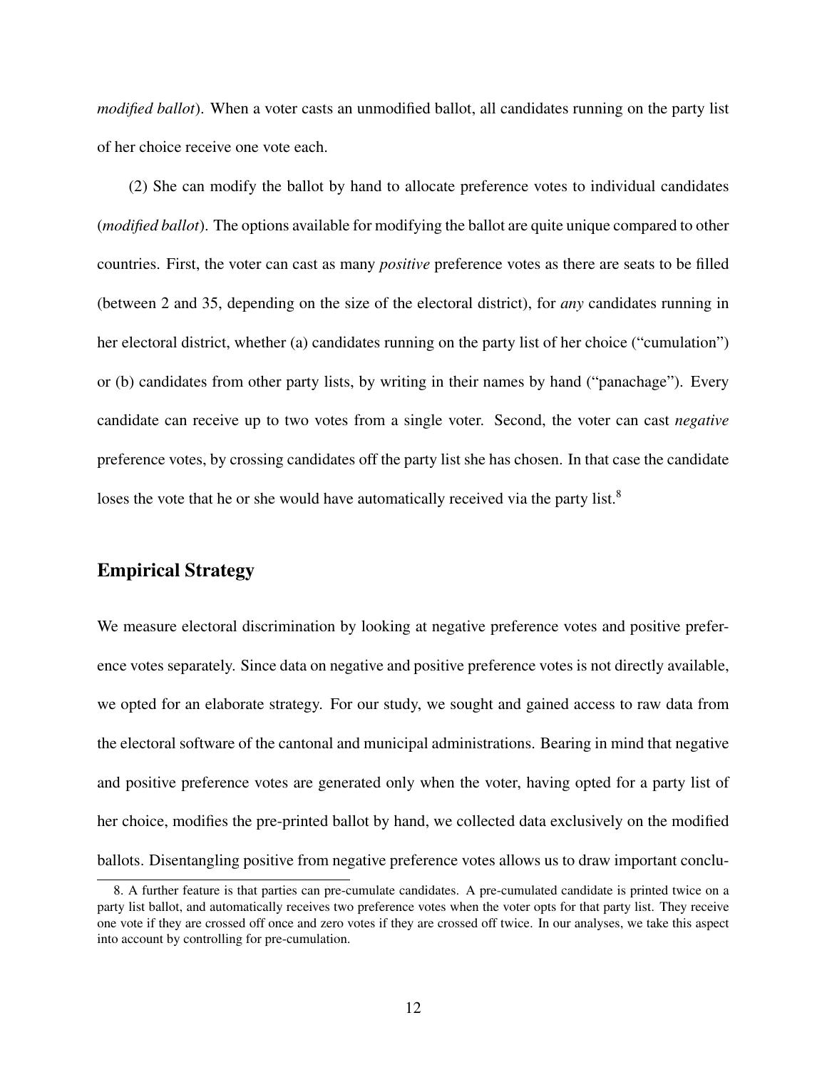*modified ballot*). When a voter casts an unmodified ballot, all candidates running on the party list of her choice receive one vote each.

(2) She can modify the ballot by hand to allocate preference votes to individual candidates (*modified ballot*). The options available for modifying the ballot are quite unique compared to other countries. First, the voter can cast as many *positive* preference votes as there are seats to be filled (between 2 and 35, depending on the size of the electoral district), for *any* candidates running in her electoral district, whether (a) candidates running on the party list of her choice ("cumulation") or (b) candidates from other party lists, by writing in their names by hand ("panachage"). Every candidate can receive up to two votes from a single voter. Second, the voter can cast *negative* preference votes, by crossing candidates off the party list she has chosen. In that case the candidate loses the vote that he or she would have automatically received via the party list.[8]

## Empirical Strategy

We measure electoral discrimination by looking at negative preference votes and positive preference votes separately. Since data on negative and positive preference votes is not directly available, we opted for an elaborate strategy. For our study, we sought and gained access to raw data from the electoral software of the cantonal and municipal administrations. Bearing in mind that negative and positive preference votes are generated only when the voter, having opted for a party list of her choice, modifies the pre-printed ballot by hand, we collected data exclusively on the modified ballots. Disentangling positive from negative preference votes allows us to draw important conclu-

8. A further feature is that parties can pre-cumulate candidates. A pre-cumulated candidate is printed twice on a party list ballot, and automatically receives two preference votes when the voter opts for that party list. They receive one vote if they are crossed off once and zero votes if they are crossed off twice. In our analyses, we take this aspect into account by controlling for pre-cumulation.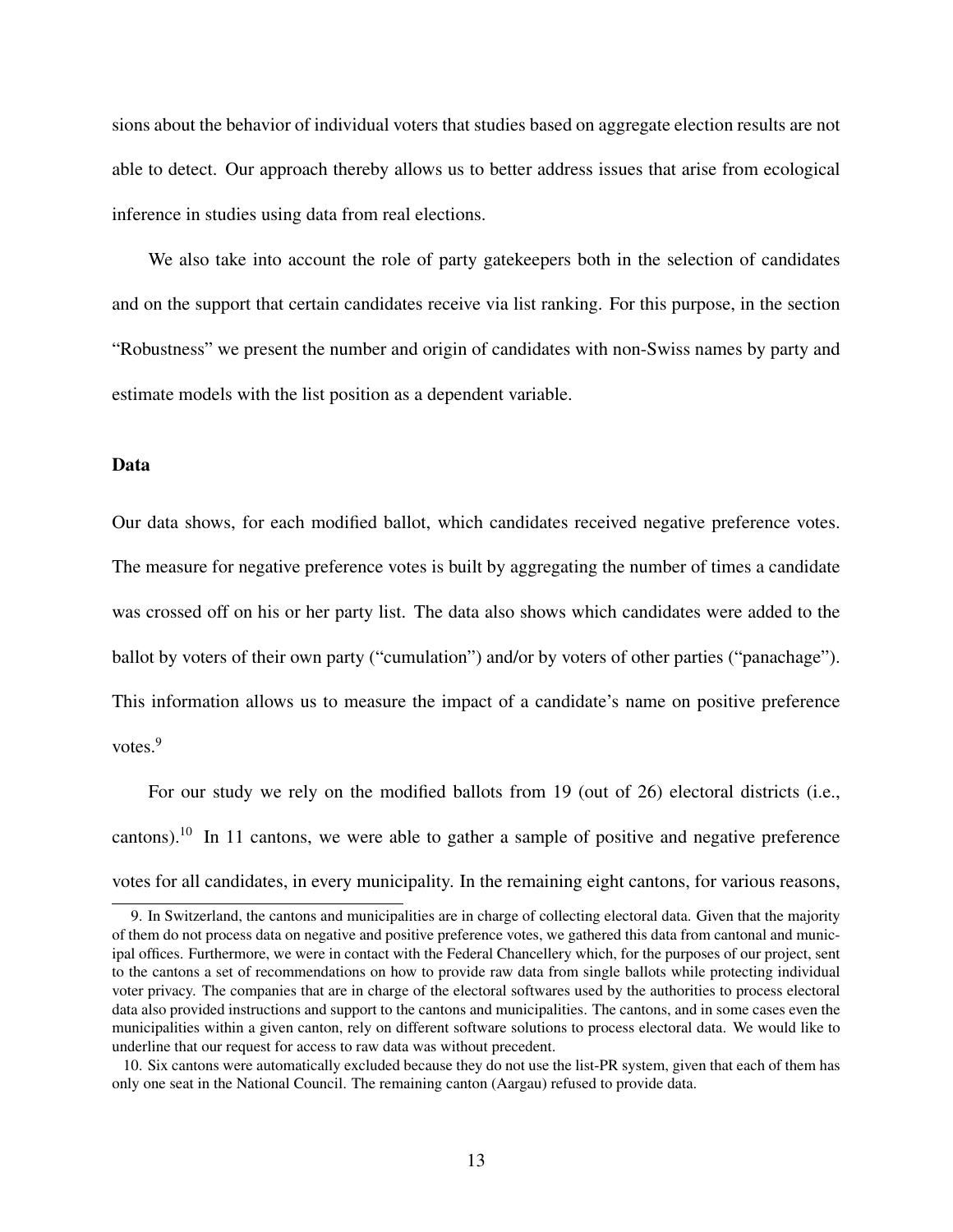sions about the behavior of individual voters that studies based on aggregate election results are not able to detect. Our approach thereby allows us to better address issues that arise from ecological inference in studies using data from real elections.

We also take into account the role of party gatekeepers both in the selection of candidates and on the support that certain candidates receive via list ranking. For this purpose, in the section "Robustness" we present the number and origin of candidates with non-Swiss names by party and estimate models with the list position as a dependent variable.

### Data

Our data shows, for each modified ballot, which candidates received negative preference votes. The measure for negative preference votes is built by aggregating the number of times a candidate was crossed off on his or her party list. The data also shows which candidates were added to the ballot by voters of their own party ("cumulation") and/or by voters of other parties ("panachage"). This information allows us to measure the impact of a candidate's name on positive preference votes.[9]

For our study we rely on the modified ballots from 19 (out of 26) electoral districts (i.e., cantons).[10] In 11 cantons, we were able to gather a sample of positive and negative preference votes for all candidates, in every municipality. In the remaining eight cantons, for various reasons,

9. In Switzerland, the cantons and municipalities are in charge of collecting electoral data. Given that the majority of them do not process data on negative and positive preference votes, we gathered this data from cantonal and municipal offices. Furthermore, we were in contact with the Federal Chancellery which, for the purposes of our project, sent to the cantons a set of recommendations on how to provide raw data from single ballots while protecting individual voter privacy. The companies that are in charge of the electoral softwares used by the authorities to process electoral data also provided instructions and support to the cantons and municipalities. The cantons, and in some cases even the municipalities within a given canton, rely on different software solutions to process electoral data. We would like to underline that our request for access to raw data was without precedent.

10. Six cantons were automatically excluded because they do not use the list-PR system, given that each of them has only one seat in the National Council. The remaining canton (Aargau) refused to provide data.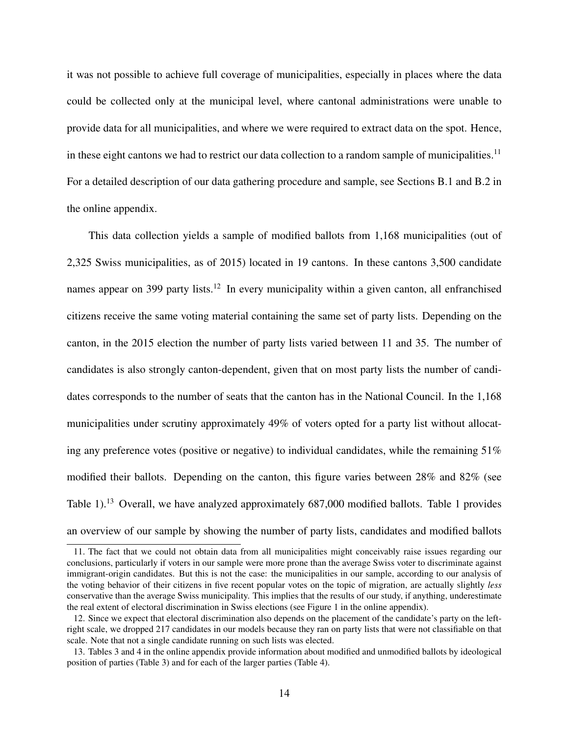it was not possible to achieve full coverage of municipalities, especially in places where the data could be collected only at the municipal level, where cantonal administrations were unable to provide data for all municipalities, and where we were required to extract data on the spot. Hence, in these eight cantons we had to restrict our data collection to a random sample of municipalities.[11] For a detailed description of our data gathering procedure and sample, see Sections B.1 and B.2 in the online appendix.

This data collection yields a sample of modified ballots from 1,168 municipalities (out of 2,325 Swiss municipalities, as of 2015) located in 19 cantons. In these cantons 3,500 candidate names appear on 399 party lists.[12] In every municipality within a given canton, all enfranchised citizens receive the same voting material containing the same set of party lists. Depending on the canton, in the 2015 election the number of party lists varied between 11 and 35. The number of candidates is also strongly canton-dependent, given that on most party lists the number of candidates corresponds to the number of seats that the canton has in the National Council. In the 1,168 municipalities under scrutiny approximately 49% of voters opted for a party list without allocating any preference votes (positive or negative) to individual candidates, while the remaining 51% modified their ballots. Depending on the canton, this figure varies between 28% and 82% (see Table 1).[13] Overall, we have analyzed approximately 687,000 modified ballots. Table 1 provides an overview of our sample by showing the number of party lists, candidates and modified ballots

11. The fact that we could not obtain data from all municipalities might conceivably raise issues regarding our conclusions, particularly if voters in our sample were more prone than the average Swiss voter to discriminate against immigrant-origin candidates. But this is not the case: the municipalities in our sample, according to our analysis of the voting behavior of their citizens in five recent popular votes on the topic of migration, are actually slightly *less* conservative than the average Swiss municipality. This implies that the results of our study, if anything, underestimate the real extent of electoral discrimination in Swiss elections (see Figure 1 in the online appendix).

12. Since we expect that electoral discrimination also depends on the placement of the candidate's party on the left-right scale, we dropped 217 candidates in our models because they ran on party lists that were not classifiable on that scale. Note that not a single candidate running on such lists was elected.

13. Tables 3 and 4 in the online appendix provide information about modified and unmodified ballots by ideological position of parties (Table 3) and for each of the larger parties (Table 4).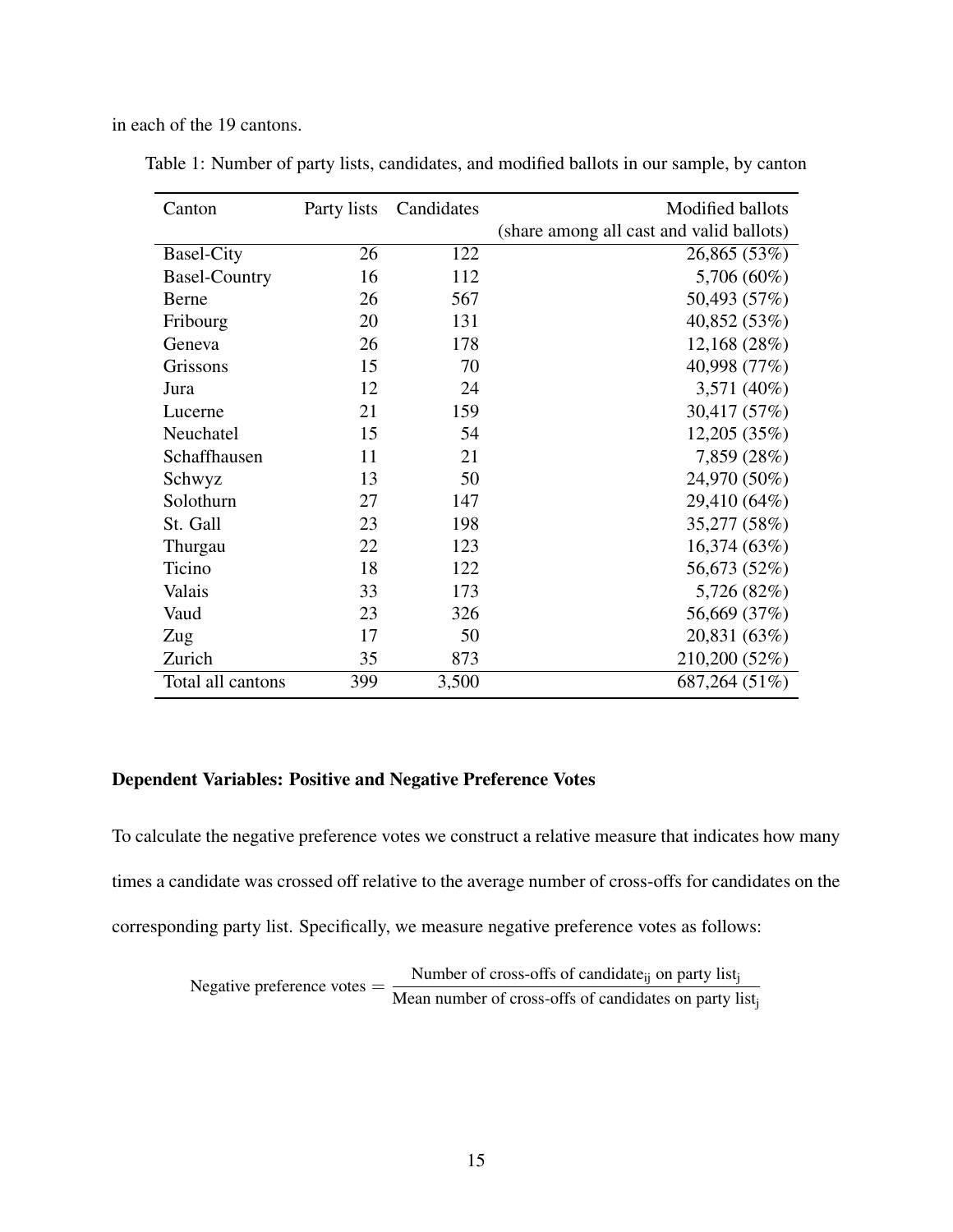in each of the 19 cantons.

Table 1: Number of party lists, candidates, and modified ballots in our sample, by canton

| Canton | Party lists | Candidates | Modified ballots (share among all cast and valid ballots) |
|---|---|---|---|
| Basel-City | 26 | 122 | 26,865 (53%) |
| Basel-Country | 16 | 112 | 5,706 (60%) |
| Berne | 26 | 567 | 50,493 (57%) |
| Fribourg | 20 | 131 | 40,852 (53%) |
| Geneva | 26 | 178 | 12,168 (28%) |
| Grissons | 15 | 70 | 40,998 (77%) |
| Jura | 12 | 24 | 3,571 (40%) |
| Lucerne | 21 | 159 | 30,417 (57%) |
| Neuchatel | 15 | 54 | 12,205 (35%) |
| Schaffhausen | 11 | 21 | 7,859 (28%) |
| Schwyz | 13 | 50 | 24,970 (50%) |
| Solothurn | 27 | 147 | 29,410 (64%) |
| St. Gall | 23 | 198 | 35,277 (58%) |
| Thurgau | 22 | 123 | 16,374 (63%) |
| Ticino | 18 | 122 | 56,673 (52%) |
| Valais | 33 | 173 | 5,726 (82%) |
| Vaud | 23 | 326 | 56,669 (37%) |
| Zug | 17 | 50 | 20,831 (63%) |
| Zurich | 35 | 873 | 210,200 (52%) |
| Total all cantons | 399 | 3,500 | 687,264 (51%) |

**Dependent Variables: Positive and Negative Preference Votes**

To calculate the negative preference votes we construct a relative measure that indicates how many times a candidate was crossed off relative to the average number of cross-offs for candidates on the corresponding party list. Specifically, we measure negative preference votes as follows:

$$\text{Negative preference votes} = \frac{\text{Number of cross-offs of candidate}_{\text{ij}} \text{ on party list}_{\text{j}}}{\text{Mean number of cross-offs of candidates on party list}_{\text{j}}}$$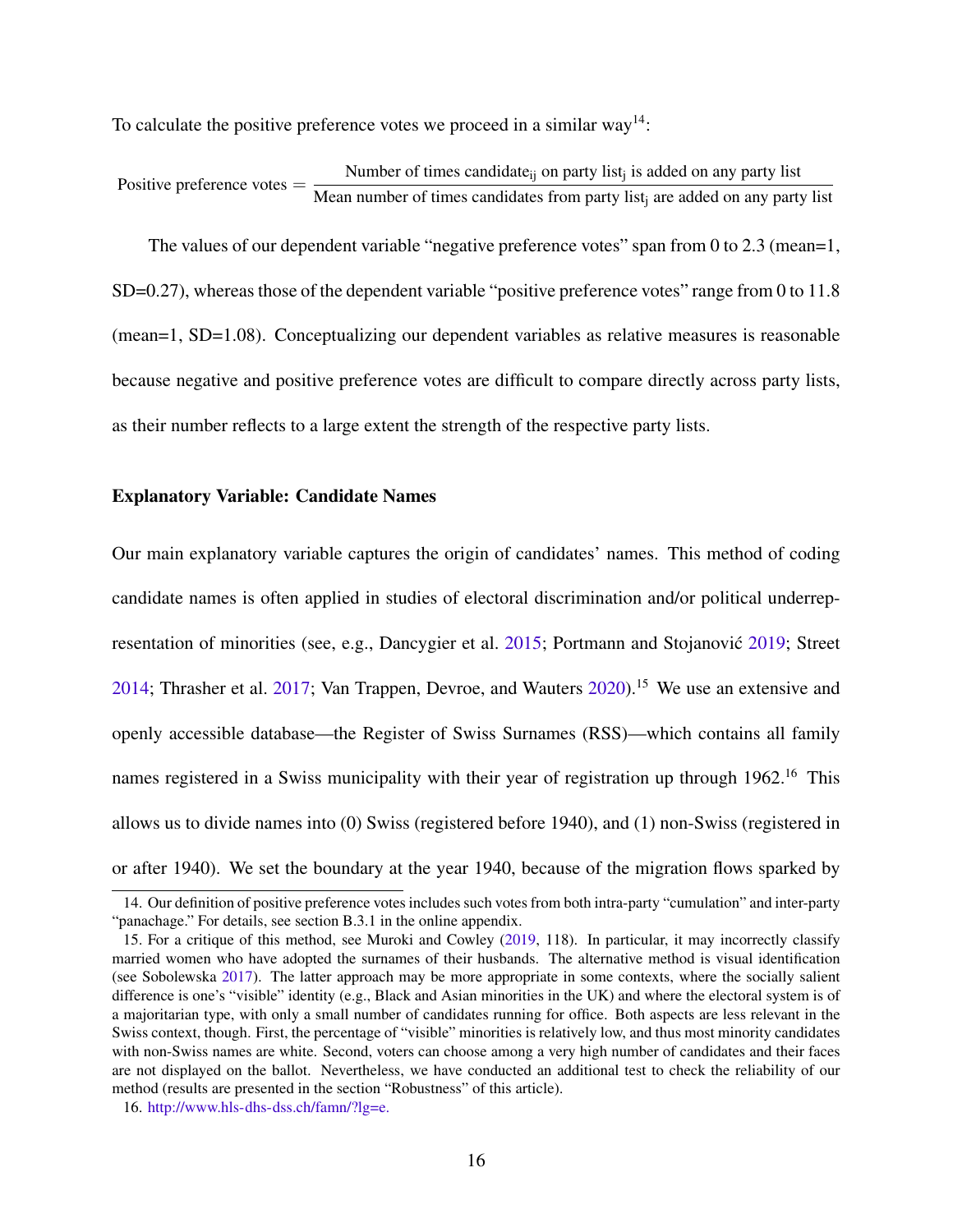To calculate the positive preference votes we proceed in a similar way[14]:

$$\text{Positive preference votes} = \frac{\text{Number of times candidate}_{\text{ij}} \text{ on party list}_{\text{j}} \text{ is added on any party list}}{\text{Mean number of times candidates from party list}_{\text{j}} \text{ are added on any party list}}$$

The values of our dependent variable "negative preference votes" span from 0 to 2.3 (mean=1, SD=0.27), whereas those of the dependent variable "positive preference votes" range from 0 to 11.8 (mean=1, SD=1.08). Conceptualizing our dependent variables as relative measures is reasonable because negative and positive preference votes are difficult to compare directly across party lists, as their number reflects to a large extent the strength of the respective party lists.

### Explanatory Variable: Candidate Names

Our main explanatory variable captures the origin of candidates' names. This method of coding candidate names is often applied in studies of electoral discrimination and/or political underrepresentation of minorities (see, e.g., Dancygier et al. 2015; Portmann and Stojanović 2019; Street 2014; Thrasher et al. 2017; Van Trappen, Devroe, and Wauters 2020).[15] We use an extensive and openly accessible database—the Register of Swiss Surnames (RSS)—which contains all family names registered in a Swiss municipality with their year of registration up through 1962.[16] This allows us to divide names into (0) Swiss (registered before 1940), and (1) non-Swiss (registered in or after 1940). We set the boundary at the year 1940, because of the migration flows sparked by

---

14. Our definition of positive preference votes includes such votes from both intra-party "cumulation" and inter-party "panachage." For details, see section B.3.1 in the online appendix.

15. For a critique of this method, see Muroki and Cowley (2019, 118). In particular, it may incorrectly classify married women who have adopted the surnames of their husbands. The alternative method is visual identification (see Sobolewska 2017). The latter approach may be more appropriate in some contexts, where the socially salient difference is one's "visible" identity (e.g., Black and Asian minorities in the UK) and where the electoral system is of a majoritarian type, with only a small number of candidates running for office. Both aspects are less relevant in the Swiss context, though. First, the percentage of "visible" minorities is relatively low, and thus most minority candidates with non-Swiss names are white. Second, voters can choose among a very high number of candidates and their faces are not displayed on the ballot. Nevertheless, we have conducted an additional test to check the reliability of our method (results are presented in the section "Robustness" of this article).

16. http://www.hls-dhs-dss.ch/famn/?lg=e.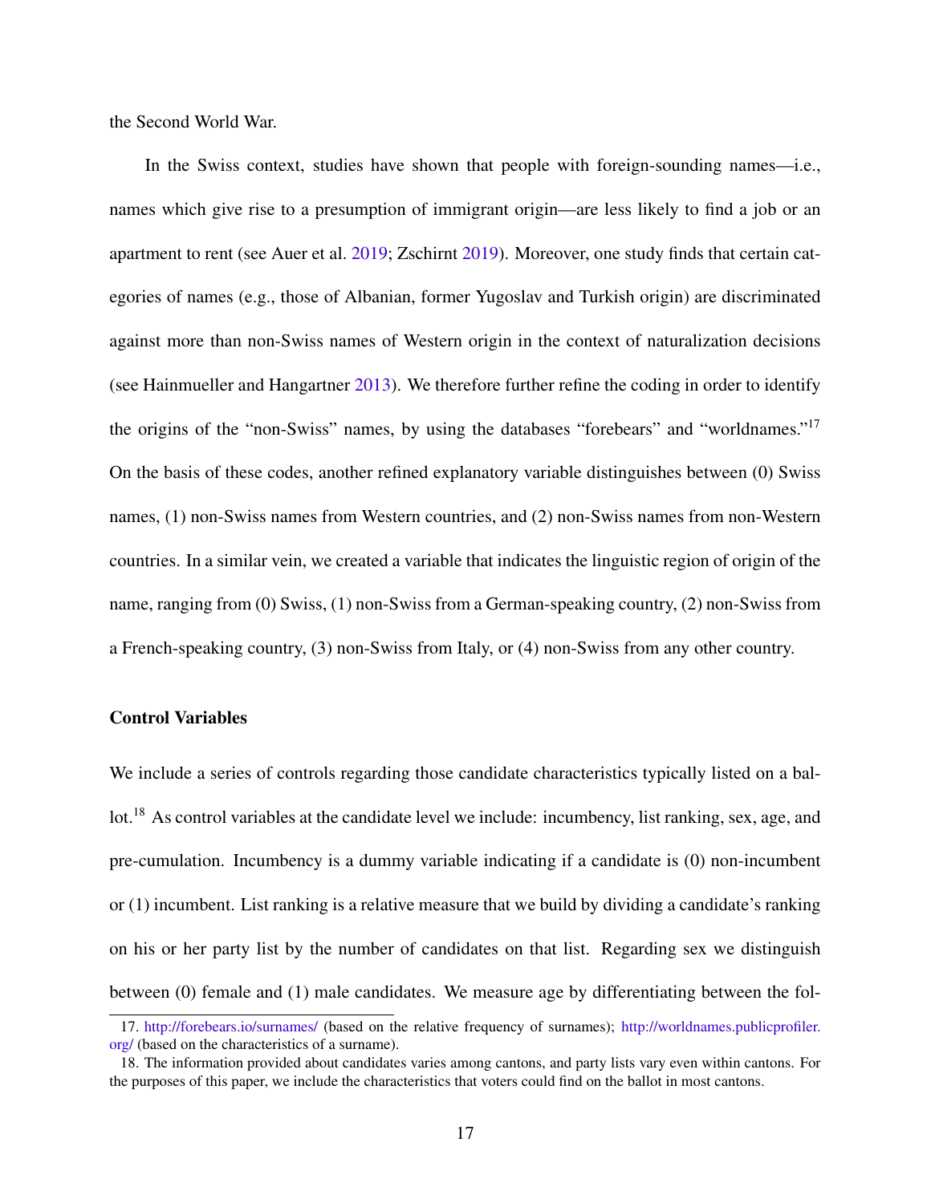the Second World War.

In the Swiss context, studies have shown that people with foreign-sounding names—i.e., names which give rise to a presumption of immigrant origin—are less likely to find a job or an apartment to rent (see Auer et al. 2019; Zschirnt 2019). Moreover, one study finds that certain categories of names (e.g., those of Albanian, former Yugoslav and Turkish origin) are discriminated against more than non-Swiss names of Western origin in the context of naturalization decisions (see Hainmueller and Hangartner 2013). We therefore further refine the coding in order to identify the origins of the "non-Swiss" names, by using the databases "forebears" and "worldnames."[17] On the basis of these codes, another refined explanatory variable distinguishes between (0) Swiss names, (1) non-Swiss names from Western countries, and (2) non-Swiss names from non-Western countries. In a similar vein, we created a variable that indicates the linguistic region of origin of the name, ranging from (0) Swiss, (1) non-Swiss from a German-speaking country, (2) non-Swiss from a French-speaking country, (3) non-Swiss from Italy, or (4) non-Swiss from any other country.

### Control Variables

We include a series of controls regarding those candidate characteristics typically listed on a ballot.[18] As control variables at the candidate level we include: incumbency, list ranking, sex, age, and pre-cumulation. Incumbency is a dummy variable indicating if a candidate is (0) non-incumbent or (1) incumbent. List ranking is a relative measure that we build by dividing a candidate's ranking on his or her party list by the number of candidates on that list. Regarding sex we distinguish between (0) female and (1) male candidates. We measure age by differentiating between the fol-

---

17. http://forebears.io/surnames/ (based on the relative frequency of surnames); http://worldnames.publicprofiler.org/ (based on the characteristics of a surname).

18. The information provided about candidates varies among cantons, and party lists vary even within cantons. For the purposes of this paper, we include the characteristics that voters could find on the ballot in most cantons.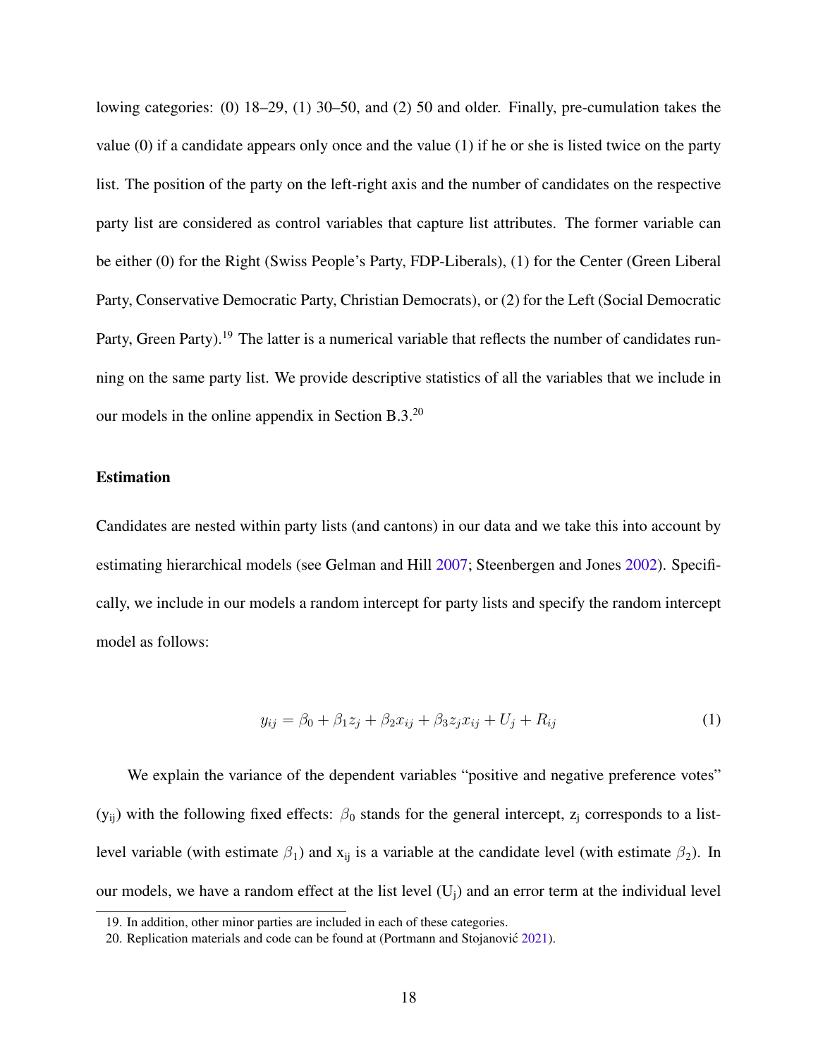lowing categories: (0) 18–29, (1) 30–50, and (2) 50 and older. Finally, pre-cumulation takes the value (0) if a candidate appears only once and the value (1) if he or she is listed twice on the party list. The position of the party on the left-right axis and the number of candidates on the respective party list are considered as control variables that capture list attributes. The former variable can be either (0) for the Right (Swiss People's Party, FDP-Liberals), (1) for the Center (Green Liberal Party, Conservative Democratic Party, Christian Democrats), or (2) for the Left (Social Democratic Party, Green Party).[19] The latter is a numerical variable that reflects the number of candidates running on the same party list. We provide descriptive statistics of all the variables that we include in our models in the online appendix in Section B.3.[20]

### Estimation

Candidates are nested within party lists (and cantons) in our data and we take this into account by estimating hierarchical models (see Gelman and Hill 2007; Steenbergen and Jones 2002). Specifically, we include in our models a random intercept for party lists and specify the random intercept model as follows:

$$y_{ij} = \beta_0 + \beta_1 z_j + \beta_2 x_{ij} + \beta_3 z_j x_{ij} + U_j + R_{ij} \tag{1}$$

We explain the variance of the dependent variables "positive and negative preference votes" ($y_{ij}$) with the following fixed effects: $\beta_0$ stands for the general intercept, $z_j$ corresponds to a list-level variable (with estimate $\beta_1$) and $x_{ij}$ is a variable at the candidate level (with estimate $\beta_2$). In our models, we have a random effect at the list level ($U_j$) and an error term at the individual level

19. In addition, other minor parties are included in each of these categories.

20. Replication materials and code can be found at (Portmann and Stojanović 2021).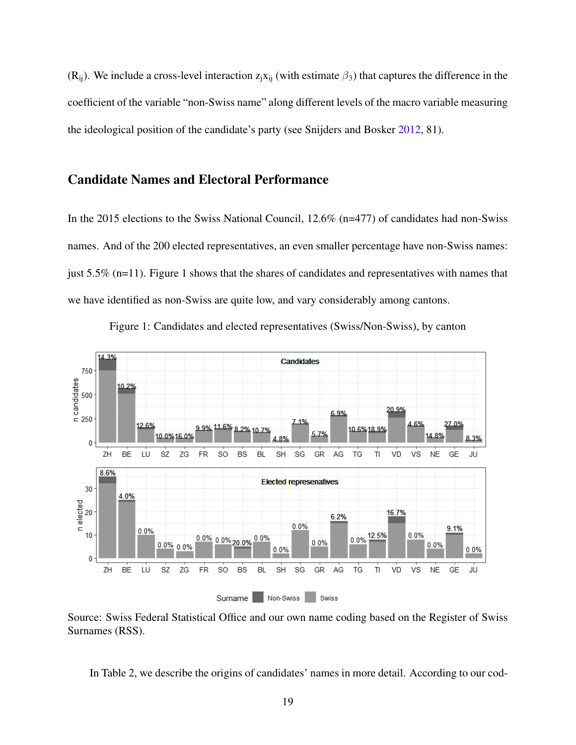($R_{ij}$). We include a cross-level interaction $z_j x_{ij}$ (with estimate $\beta_3$) that captures the difference in the coefficient of the variable "non-Swiss name" along different levels of the macro variable measuring the ideological position of the candidate's party (see Snijders and Bosker 2012, 81).

## Candidate Names and Electoral Performance

In the 2015 elections to the Swiss National Council, 12.6% (n=477) of candidates had non-Swiss names. And of the 200 elected representatives, an even smaller percentage have non-Swiss names: just 5.5% (n=11). Figure 1 shows that the shares of candidates and representatives with names that we have identified as non-Swiss are quite low, and vary considerably among cantons.

Figure 1: Candidates and elected representatives (Swiss/Non-Swiss), by canton

Source: Swiss Federal Statistical Office and our own name coding based on the Register of Swiss Surnames (RSS).

In Table 2, we describe the origins of candidates' names in more detail. According to our cod-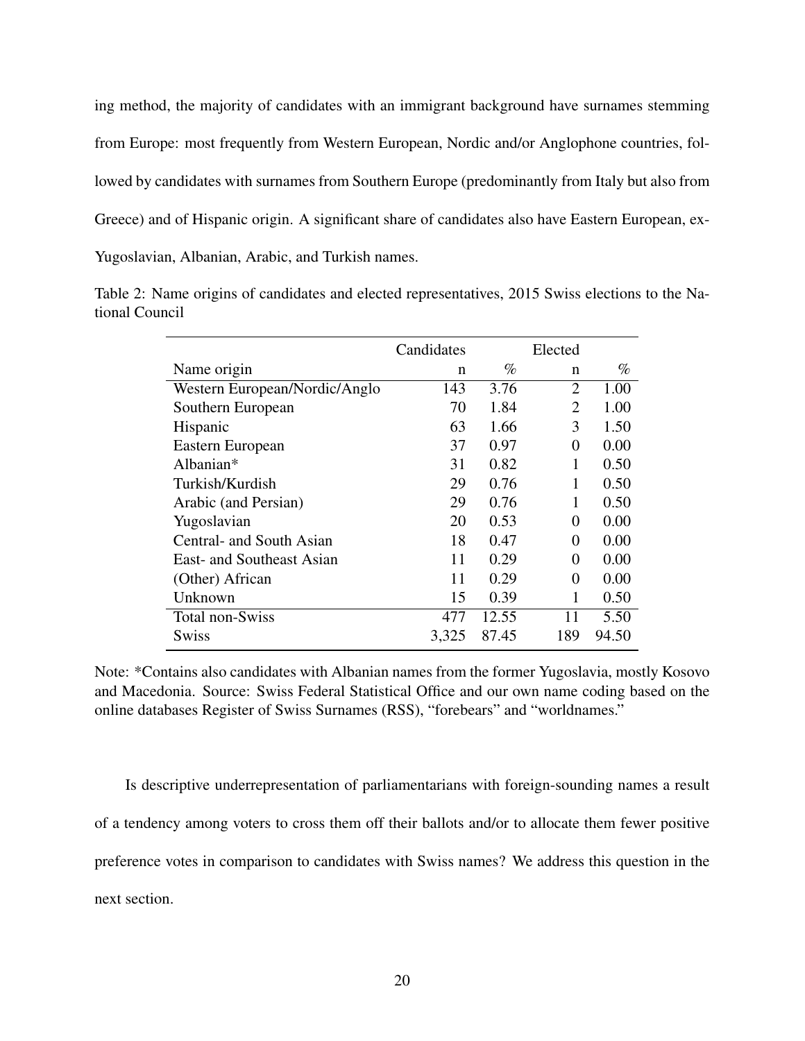ing method, the majority of candidates with an immigrant background have surnames stemming from Europe: most frequently from Western European, Nordic and/or Anglophone countries, followed by candidates with surnames from Southern Europe (predominantly from Italy but also from Greece) and of Hispanic origin. A significant share of candidates also have Eastern European, ex-Yugoslavian, Albanian, Arabic, and Turkish names.

Table 2: Name origins of candidates and elected representatives, 2015 Swiss elections to the National Council

| | Candidates | | Elected | |
|---|---|---|---|---|
| Name origin | n | % | n | % |
| Western European/Nordic/Anglo | 143 | 3.76 | 2 | 1.00 |
| Southern European | 70 | 1.84 | 2 | 1.00 |
| Hispanic | 63 | 1.66 | 3 | 1.50 |
| Eastern European | 37 | 0.97 | 0 | 0.00 |
| Albanian* | 31 | 0.82 | 1 | 0.50 |
| Turkish/Kurdish | 29 | 0.76 | 1 | 0.50 |
| Arabic (and Persian) | 29 | 0.76 | 1 | 0.50 |
| Yugoslavian | 20 | 0.53 | 0 | 0.00 |
| Central- and South Asian | 18 | 0.47 | 0 | 0.00 |
| East- and Southeast Asian | 11 | 0.29 | 0 | 0.00 |
| (Other) African | 11 | 0.29 | 0 | 0.00 |
| Unknown | 15 | 0.39 | 1 | 0.50 |
| Total non-Swiss | 477 | 12.55 | 11 | 5.50 |
| Swiss | 3,325 | 87.45 | 189 | 94.50 |

Note: *Contains also candidates with Albanian names from the former Yugoslavia, mostly Kosovo and Macedonia. Source: Swiss Federal Statistical Office and our own name coding based on the online databases Register of Swiss Surnames (RSS), "forebears" and "worldnames."

Is descriptive underrepresentation of parliamentarians with foreign-sounding names a result of a tendency among voters to cross them off their ballots and/or to allocate them fewer positive preference votes in comparison to candidates with Swiss names? We address this question in the next section.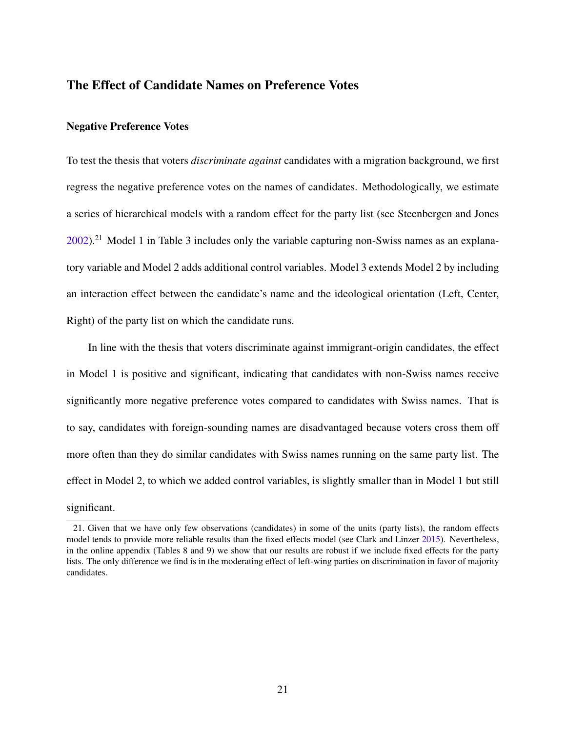## The Effect of Candidate Names on Preference Votes

### Negative Preference Votes

To test the thesis that voters *discriminate against* candidates with a migration background, we first regress the negative preference votes on the names of candidates. Methodologically, we estimate a series of hierarchical models with a random effect for the party list (see Steenbergen and Jones 2002).[21] Model 1 in Table 3 includes only the variable capturing non-Swiss names as an explanatory variable and Model 2 adds additional control variables. Model 3 extends Model 2 by including an interaction effect between the candidate's name and the ideological orientation (Left, Center, Right) of the party list on which the candidate runs.

In line with the thesis that voters discriminate against immigrant-origin candidates, the effect in Model 1 is positive and significant, indicating that candidates with non-Swiss names receive significantly more negative preference votes compared to candidates with Swiss names. That is to say, candidates with foreign-sounding names are disadvantaged because voters cross them off more often than they do similar candidates with Swiss names running on the same party list. The effect in Model 2, to which we added control variables, is slightly smaller than in Model 1 but still significant.

21. Given that we have only few observations (candidates) in some of the units (party lists), the random effects model tends to provide more reliable results than the fixed effects model (see Clark and Linzer 2015). Nevertheless, in the online appendix (Tables 8 and 9) we show that our results are robust if we include fixed effects for the party lists. The only difference we find is in the moderating effect of left-wing parties on discrimination in favor of majority candidates.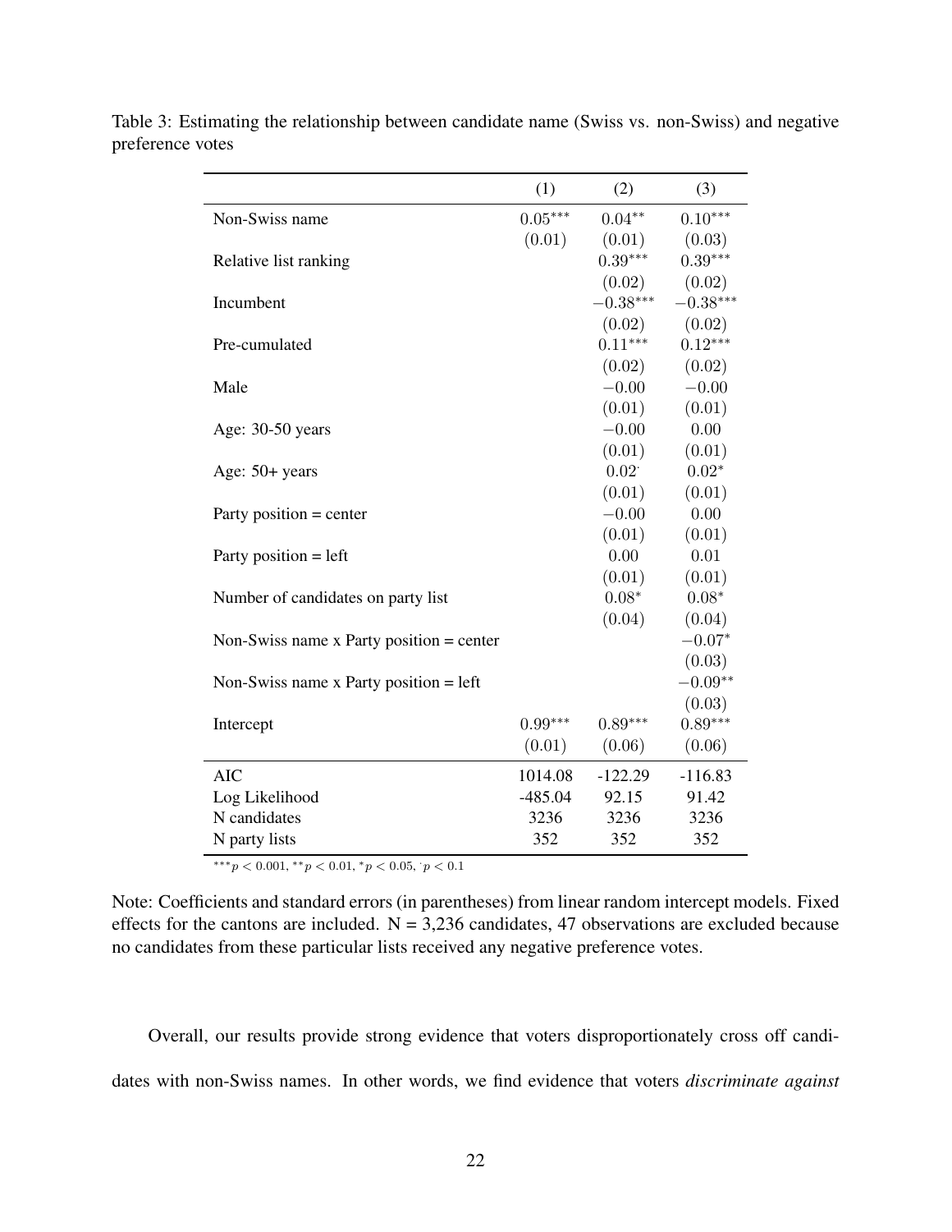Table 3: Estimating the relationship between candidate name (Swiss vs. non-Swiss) and negative preference votes

| | (1) | (2) | (3) |
|---|---|---|---|
| Non-Swiss name | $0.05^{***}$ | $0.04^{**}$ | $0.10^{***}$ |
| | $(0.01)$ | $(0.01)$ | $(0.03)$ |
| Relative list ranking | | $0.39^{***}$ | $0.39^{***}$ |
| | | $(0.02)$ | $(0.02)$ |
| Incumbent | | $-0.38^{***}$ | $-0.38^{***}$ |
| | | $(0.02)$ | $(0.02)$ |
| Pre-cumulated | | $0.11^{***}$ | $0.12^{***}$ |
| | | $(0.02)$ | $(0.02)$ |
| Male | | $-0.00$ | $-0.00$ |
| | | $(0.01)$ | $(0.01)$ |
| Age: 30-50 years | | $-0.00$ | $0.00$ |
| | | $(0.01)$ | $(0.01)$ |
| Age: 50+ years | | $0.02^{\cdot}$ | $0.02^{*}$ |
| | | $(0.01)$ | $(0.01)$ |
| Party position = center | | $-0.00$ | $0.00$ |
| | | $(0.01)$ | $(0.01)$ |
| Party position = left | | $0.00$ | $0.01$ |
| | | $(0.01)$ | $(0.01)$ |
| Number of candidates on party list | | $0.08^{*}$ | $0.08^{*}$ |
| | | $(0.04)$ | $(0.04)$ |
| Non-Swiss name x Party position = center | | | $-0.07^{*}$ |
| | | | $(0.03)$ |
| Non-Swiss name x Party position = left | | | $-0.09^{**}$ |
| | | | $(0.03)$ |
| Intercept | $0.99^{***}$ | $0.89^{***}$ | $0.89^{***}$ |
| | $(0.01)$ | $(0.06)$ | $(0.06)$ |
| AIC | 1014.08 | -122.29 | -116.83 |
| Log Likelihood | -485.04 | 92.15 | 91.42 |
| N candidates | 3236 | 3236 | 3236 |
| N party lists | 352 | 352 | 352 |

$^{***}p < 0.001$, $^{**}p < 0.01$, $^{*}p < 0.05$, $^{\cdot}p < 0.1$

Note: Coefficients and standard errors (in parentheses) from linear random intercept models. Fixed effects for the cantons are included. N = 3,236 candidates, 47 observations are excluded because no candidates from these particular lists received any negative preference votes.

Overall, our results provide strong evidence that voters disproportionately cross off candidates with non-Swiss names. In other words, we find evidence that voters *discriminate against*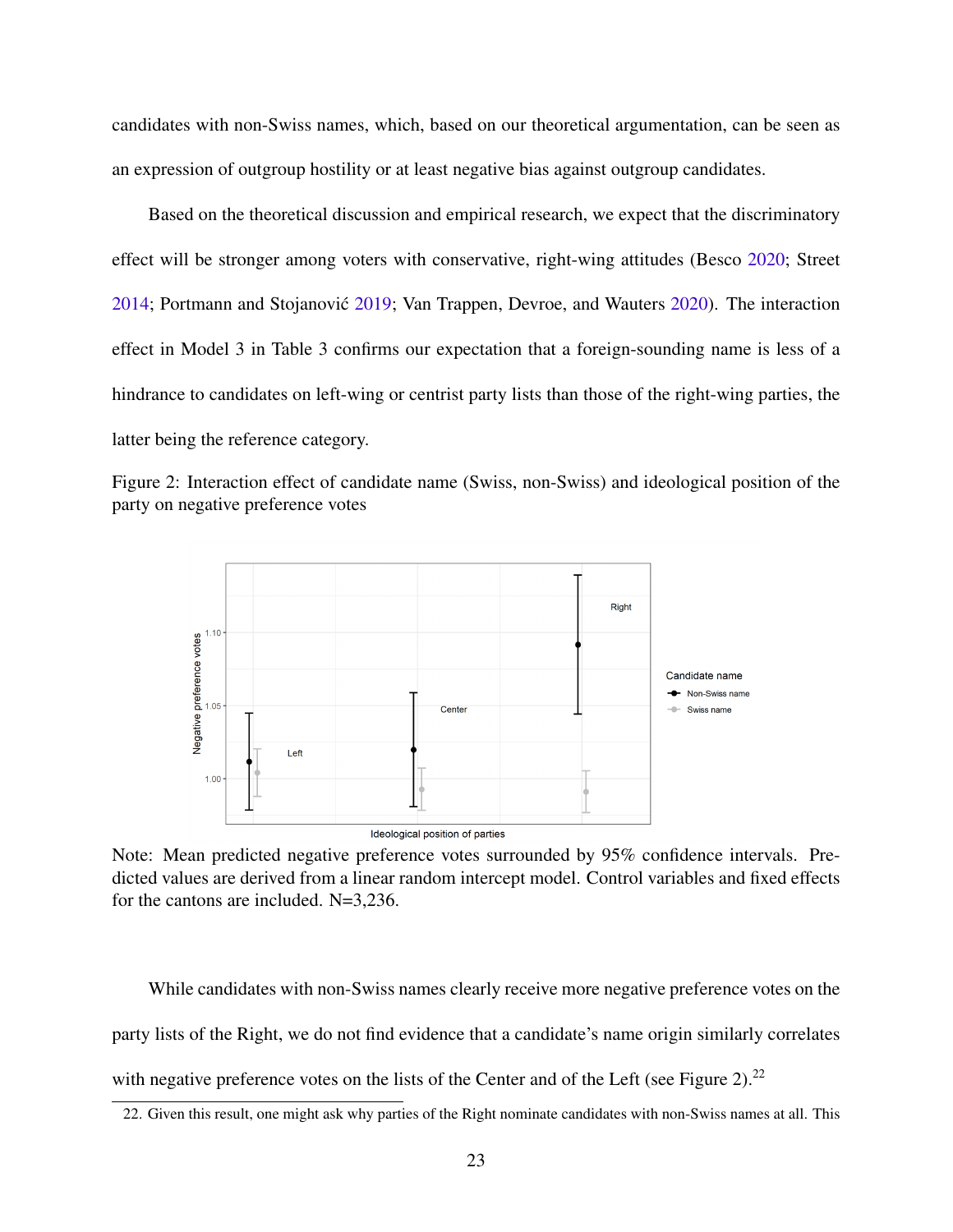candidates with non-Swiss names, which, based on our theoretical argumentation, can be seen as an expression of outgroup hostility or at least negative bias against outgroup candidates.

Based on the theoretical discussion and empirical research, we expect that the discriminatory effect will be stronger among voters with conservative, right-wing attitudes (Besco 2020; Street 2014; Portmann and Stojanović 2019; Van Trappen, Devroe, and Wauters 2020). The interaction effect in Model 3 in Table 3 confirms our expectation that a foreign-sounding name is less of a hindrance to candidates on left-wing or centrist party lists than those of the right-wing parties, the latter being the reference category.

Figure 2: Interaction effect of candidate name (Swiss, non-Swiss) and ideological position of the party on negative preference votes

Note: Mean predicted negative preference votes surrounded by 95% confidence intervals. Predicted values are derived from a linear random intercept model. Control variables and fixed effects for the cantons are included. N=3,236.

While candidates with non-Swiss names clearly receive more negative preference votes on the party lists of the Right, we do not find evidence that a candidate's name origin similarly correlates with negative preference votes on the lists of the Center and of the Left (see Figure 2).[22]

22. Given this result, one might ask why parties of the Right nominate candidates with non-Swiss names at all. This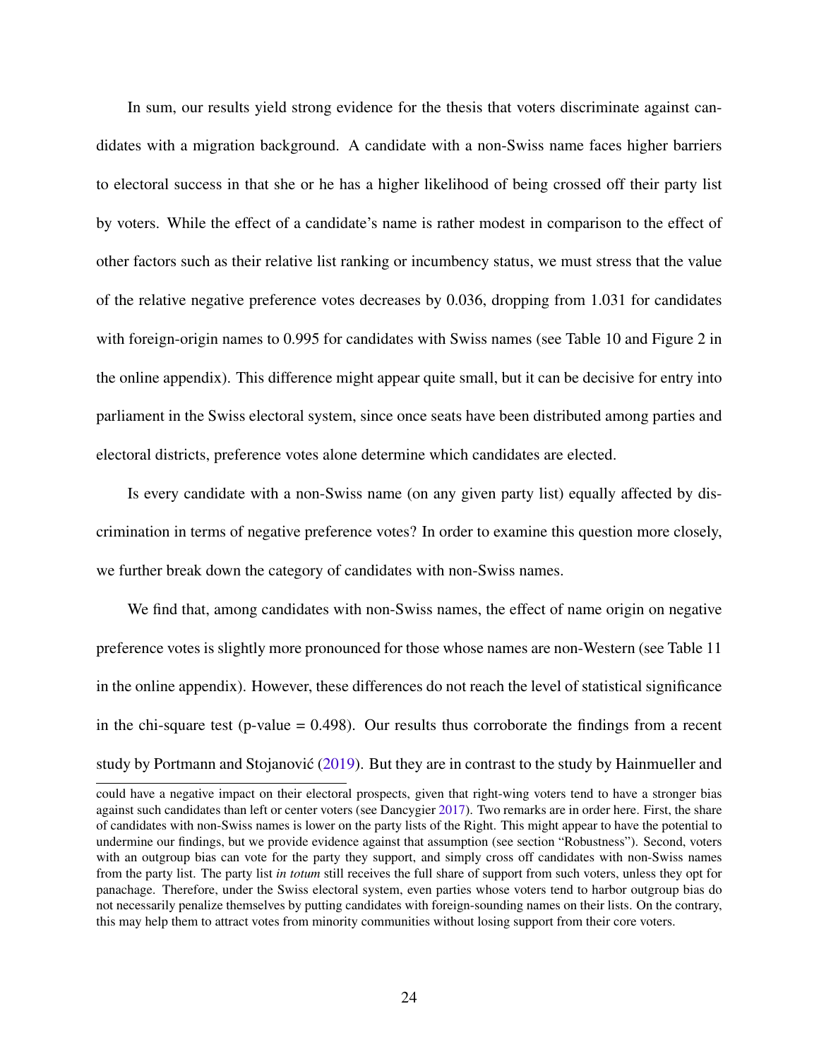In sum, our results yield strong evidence for the thesis that voters discriminate against candidates with a migration background. A candidate with a non-Swiss name faces higher barriers to electoral success in that she or he has a higher likelihood of being crossed off their party list by voters. While the effect of a candidate's name is rather modest in comparison to the effect of other factors such as their relative list ranking or incumbency status, we must stress that the value of the relative negative preference votes decreases by 0.036, dropping from 1.031 for candidates with foreign-origin names to 0.995 for candidates with Swiss names (see Table 10 and Figure 2 in the online appendix). This difference might appear quite small, but it can be decisive for entry into parliament in the Swiss electoral system, since once seats have been distributed among parties and electoral districts, preference votes alone determine which candidates are elected.

Is every candidate with a non-Swiss name (on any given party list) equally affected by discrimination in terms of negative preference votes? In order to examine this question more closely, we further break down the category of candidates with non-Swiss names.

We find that, among candidates with non-Swiss names, the effect of name origin on negative preference votes is slightly more pronounced for those whose names are non-Western (see Table 11 in the online appendix). However, these differences do not reach the level of statistical significance in the chi-square test (p-value = 0.498). Our results thus corroborate the findings from a recent study by Portmann and Stojanović (2019). But they are in contrast to the study by Hainmueller and

could have a negative impact on their electoral prospects, given that right-wing voters tend to have a stronger bias against such candidates than left or center voters (see Dancygier 2017). Two remarks are in order here. First, the share of candidates with non-Swiss names is lower on the party lists of the Right. This might appear to have the potential to undermine our findings, but we provide evidence against that assumption (see section "Robustness"). Second, voters with an outgroup bias can vote for the party they support, and simply cross off candidates with non-Swiss names from the party list. The party list *in totum* still receives the full share of support from such voters, unless they opt for panachage. Therefore, under the Swiss electoral system, even parties whose voters tend to harbor outgroup bias do not necessarily penalize themselves by putting candidates with foreign-sounding names on their lists. On the contrary, this may help them to attract votes from minority communities without losing support from their core voters.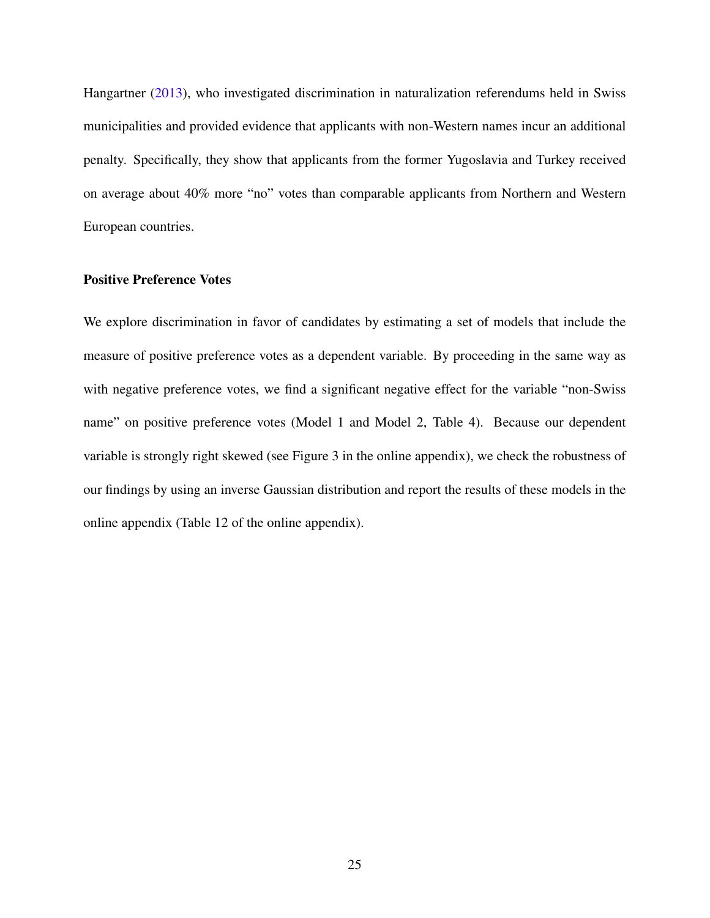Hangartner (2013), who investigated discrimination in naturalization referendums held in Swiss municipalities and provided evidence that applicants with non-Western names incur an additional penalty. Specifically, they show that applicants from the former Yugoslavia and Turkey received on average about 40% more "no" votes than comparable applicants from Northern and Western European countries.

### Positive Preference Votes

We explore discrimination in favor of candidates by estimating a set of models that include the measure of positive preference votes as a dependent variable. By proceeding in the same way as with negative preference votes, we find a significant negative effect for the variable "non-Swiss name" on positive preference votes (Model 1 and Model 2, Table 4). Because our dependent variable is strongly right skewed (see Figure 3 in the online appendix), we check the robustness of our findings by using an inverse Gaussian distribution and report the results of these models in the online appendix (Table 12 of the online appendix).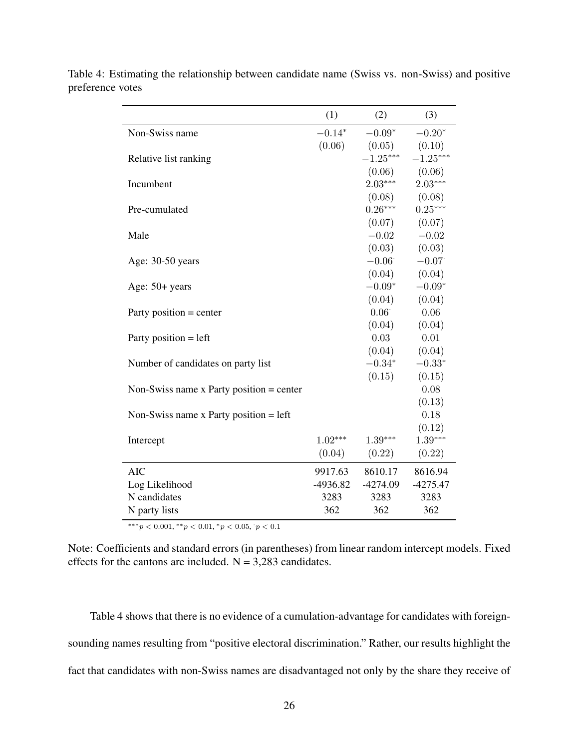Table 4: Estimating the relationship between candidate name (Swiss vs. non-Swiss) and positive preference votes

| | (1) | (2) | (3) |
|---|---|---|---|
| Non-Swiss name | $-0.14^{*}$ | $-0.09^{*}$ | $-0.20^{*}$ |
| | $(0.06)$ | $(0.05)$ | $(0.10)$ |
| Relative list ranking | | $-1.25^{***}$ | $-1.25^{***}$ |
| | | $(0.06)$ | $(0.06)$ |
| Incumbent | | $2.03^{***}$ | $2.03^{***}$ |
| | | $(0.08)$ | $(0.08)$ |
| Pre-cumulated | | $0.26^{***}$ | $0.25^{***}$ |
| | | $(0.07)$ | $(0.07)$ |
| Male | | $-0.02$ | $-0.02$ |
| | | $(0.03)$ | $(0.03)$ |
| Age: 30-50 years | | $-0.06^{\cdot}$ | $-0.07^{\cdot}$ |
| | | $(0.04)$ | $(0.04)$ |
| Age: 50+ years | | $-0.09^{*}$ | $-0.09^{*}$ |
| | | $(0.04)$ | $(0.04)$ |
| Party position = center | | $0.06^{\cdot}$ | $0.06$ |
| | | $(0.04)$ | $(0.04)$ |
| Party position = left | | $0.03$ | $0.01$ |
| | | $(0.04)$ | $(0.04)$ |
| Number of candidates on party list | | $-0.34^{*}$ | $-0.33^{*}$ |
| | | $(0.15)$ | $(0.15)$ |
| Non-Swiss name x Party position = center | | | $0.08$ |
| | | | $(0.13)$ |
| Non-Swiss name x Party position = left | | | $0.18$ |
| | | | $(0.12)$ |
| Intercept | $1.02^{***}$ | $1.39^{***}$ | $1.39^{***}$ |
| | $(0.04)$ | $(0.22)$ | $(0.22)$ |
| AIC | 9917.63 | 8610.17 | 8616.94 |
| Log Likelihood | -4936.82 | -4274.09 | -4275.47 |
| N candidates | 3283 | 3283 | 3283 |
| N party lists | 362 | 362 | 362 |

$^{***}p < 0.001$, $^{**}p < 0.01$, $^{*}p < 0.05$, $^{\cdot}p < 0.1$

Note: Coefficients and standard errors (in parentheses) from linear random intercept models. Fixed effects for the cantons are included. N = 3,283 candidates.

Table 4 shows that there is no evidence of a cumulation-advantage for candidates with foreign-sounding names resulting from "positive electoral discrimination." Rather, our results highlight the fact that candidates with non-Swiss names are disadvantaged not only by the share they receive of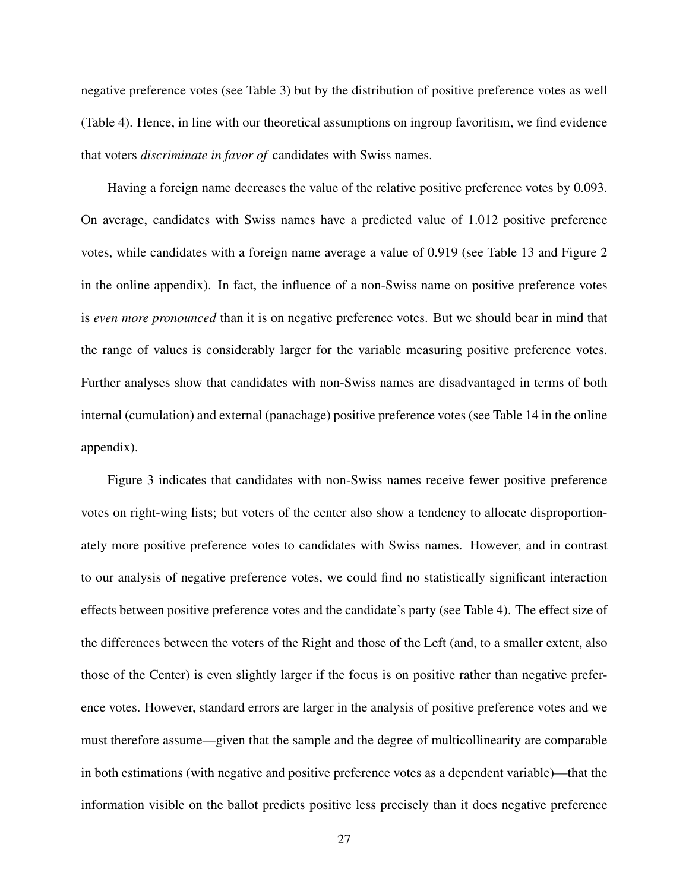negative preference votes (see Table 3) but by the distribution of positive preference votes as well (Table 4). Hence, in line with our theoretical assumptions on ingroup favoritism, we find evidence that voters *discriminate in favor of* candidates with Swiss names.

Having a foreign name decreases the value of the relative positive preference votes by 0.093. On average, candidates with Swiss names have a predicted value of 1.012 positive preference votes, while candidates with a foreign name average a value of 0.919 (see Table 13 and Figure 2 in the online appendix). In fact, the influence of a non-Swiss name on positive preference votes is *even more pronounced* than it is on negative preference votes. But we should bear in mind that the range of values is considerably larger for the variable measuring positive preference votes. Further analyses show that candidates with non-Swiss names are disadvantaged in terms of both internal (cumulation) and external (panachage) positive preference votes (see Table 14 in the online appendix).

Figure 3 indicates that candidates with non-Swiss names receive fewer positive preference votes on right-wing lists; but voters of the center also show a tendency to allocate disproportionately more positive preference votes to candidates with Swiss names. However, and in contrast to our analysis of negative preference votes, we could find no statistically significant interaction effects between positive preference votes and the candidate's party (see Table 4). The effect size of the differences between the voters of the Right and those of the Left (and, to a smaller extent, also those of the Center) is even slightly larger if the focus is on positive rather than negative preference votes. However, standard errors are larger in the analysis of positive preference votes and we must therefore assume—given that the sample and the degree of multicollinearity are comparable in both estimations (with negative and positive preference votes as a dependent variable)—that the information visible on the ballot predicts positive less precisely than it does negative preference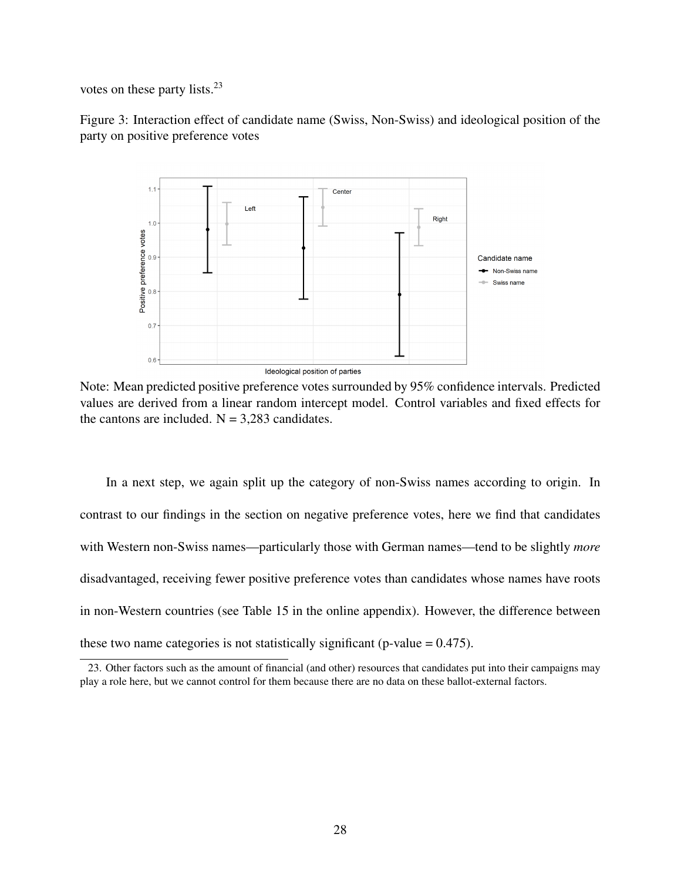votes on these party lists.[23]

Figure 3: Interaction effect of candidate name (Swiss, Non-Swiss) and ideological position of the party on positive preference votes

Note: Mean predicted positive preference votes surrounded by 95% confidence intervals. Predicted values are derived from a linear random intercept model. Control variables and fixed effects for the cantons are included. N = 3,283 candidates.

In a next step, we again split up the category of non-Swiss names according to origin. In contrast to our findings in the section on negative preference votes, here we find that candidates with Western non-Swiss names—particularly those with German names—tend to be slightly *more* disadvantaged, receiving fewer positive preference votes than candidates whose names have roots in non-Western countries (see Table 15 in the online appendix). However, the difference between these two name categories is not statistically significant (p-value = 0.475).

23. Other factors such as the amount of financial (and other) resources that candidates put into their campaigns may play a role here, but we cannot control for them because there are no data on these ballot-external factors.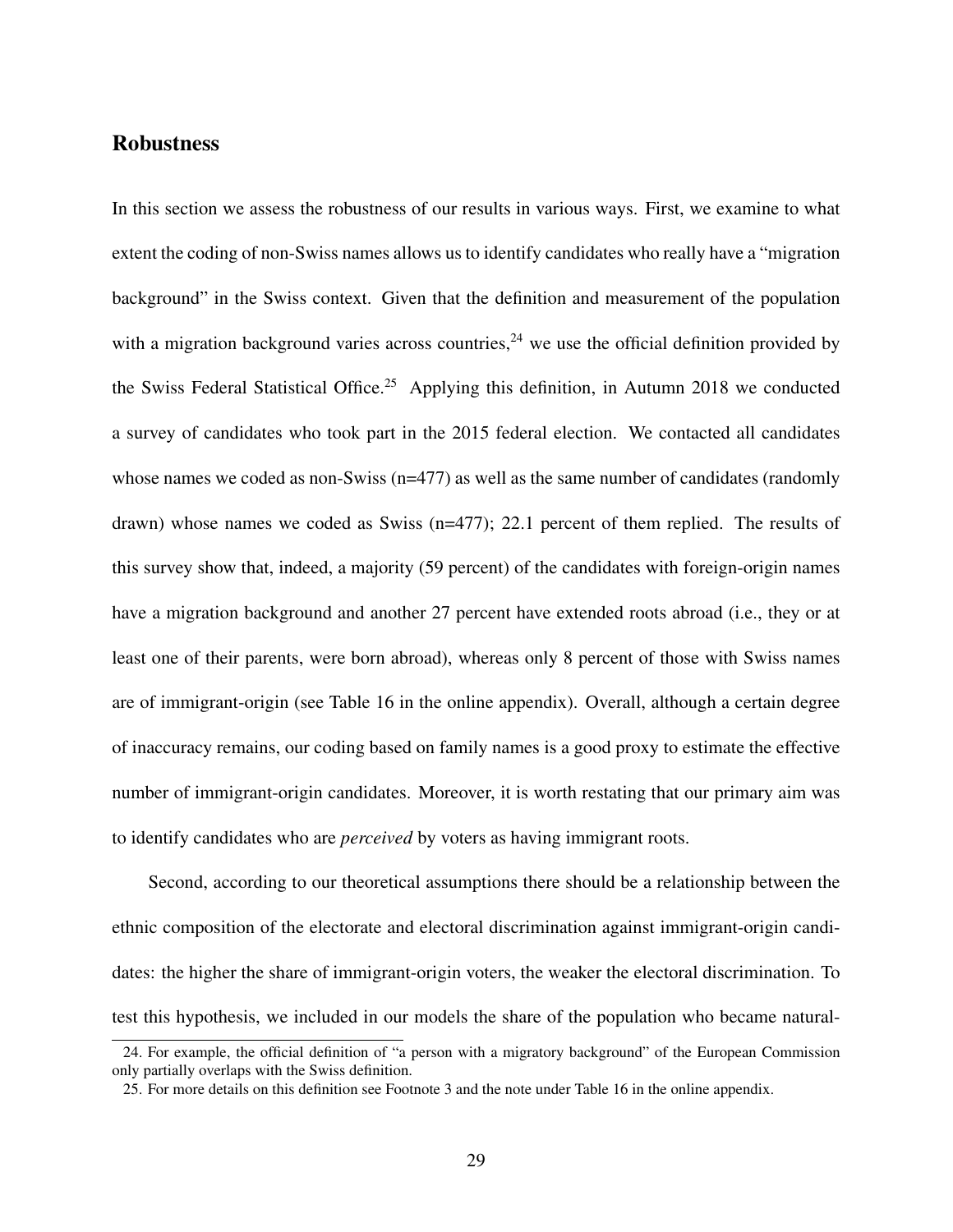## Robustness

In this section we assess the robustness of our results in various ways. First, we examine to what extent the coding of non-Swiss names allows us to identify candidates who really have a "migration background" in the Swiss context. Given that the definition and measurement of the population with a migration background varies across countries,[24] we use the official definition provided by the Swiss Federal Statistical Office.[25] Applying this definition, in Autumn 2018 we conducted a survey of candidates who took part in the 2015 federal election. We contacted all candidates whose names we coded as non-Swiss (n=477) as well as the same number of candidates (randomly drawn) whose names we coded as Swiss (n=477); 22.1 percent of them replied. The results of this survey show that, indeed, a majority (59 percent) of the candidates with foreign-origin names have a migration background and another 27 percent have extended roots abroad (i.e., they or at least one of their parents, were born abroad), whereas only 8 percent of those with Swiss names are of immigrant-origin (see Table 16 in the online appendix). Overall, although a certain degree of inaccuracy remains, our coding based on family names is a good proxy to estimate the effective number of immigrant-origin candidates. Moreover, it is worth restating that our primary aim was to identify candidates who are *perceived* by voters as having immigrant roots.

Second, according to our theoretical assumptions there should be a relationship between the ethnic composition of the electorate and electoral discrimination against immigrant-origin candidates: the higher the share of immigrant-origin voters, the weaker the electoral discrimination. To test this hypothesis, we included in our models the share of the population who became natural-

24. For example, the official definition of "a person with a migratory background" of the European Commission only partially overlaps with the Swiss definition.

25. For more details on this definition see Footnote 3 and the note under Table 16 in the online appendix.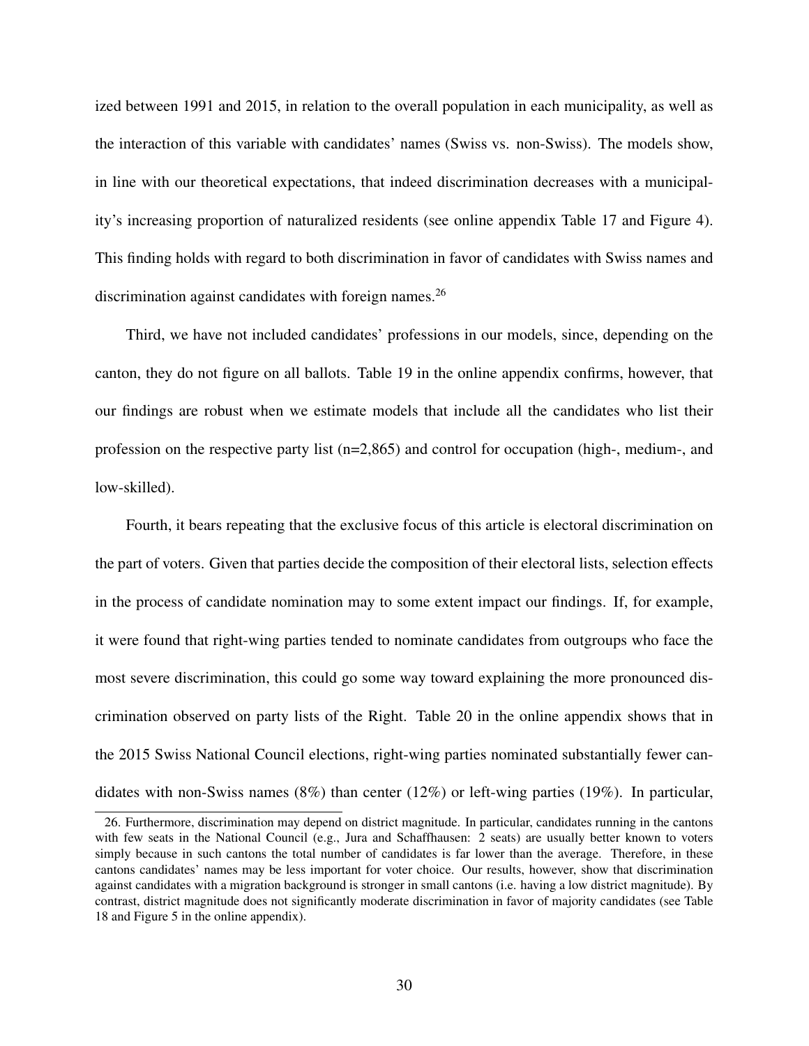ized between 1991 and 2015, in relation to the overall population in each municipality, as well as the interaction of this variable with candidates' names (Swiss vs. non-Swiss). The models show, in line with our theoretical expectations, that indeed discrimination decreases with a municipality's increasing proportion of naturalized residents (see online appendix Table 17 and Figure 4). This finding holds with regard to both discrimination in favor of candidates with Swiss names and discrimination against candidates with foreign names.[26]

Third, we have not included candidates' professions in our models, since, depending on the canton, they do not figure on all ballots. Table 19 in the online appendix confirms, however, that our findings are robust when we estimate models that include all the candidates who list their profession on the respective party list (n=2,865) and control for occupation (high-, medium-, and low-skilled).

Fourth, it bears repeating that the exclusive focus of this article is electoral discrimination on the part of voters. Given that parties decide the composition of their electoral lists, selection effects in the process of candidate nomination may to some extent impact our findings. If, for example, it were found that right-wing parties tended to nominate candidates from outgroups who face the most severe discrimination, this could go some way toward explaining the more pronounced discrimination observed on party lists of the Right. Table 20 in the online appendix shows that in the 2015 Swiss National Council elections, right-wing parties nominated substantially fewer candidates with non-Swiss names (8%) than center (12%) or left-wing parties (19%). In particular,

---

26. Furthermore, discrimination may depend on district magnitude. In particular, candidates running in the cantons with few seats in the National Council (e.g., Jura and Schaffhausen: 2 seats) are usually better known to voters simply because in such cantons the total number of candidates is far lower than the average. Therefore, in these cantons candidates' names may be less important for voter choice. Our results, however, show that discrimination against candidates with a migration background is stronger in small cantons (i.e. having a low district magnitude). By contrast, district magnitude does not significantly moderate discrimination in favor of majority candidates (see Table 18 and Figure 5 in the online appendix).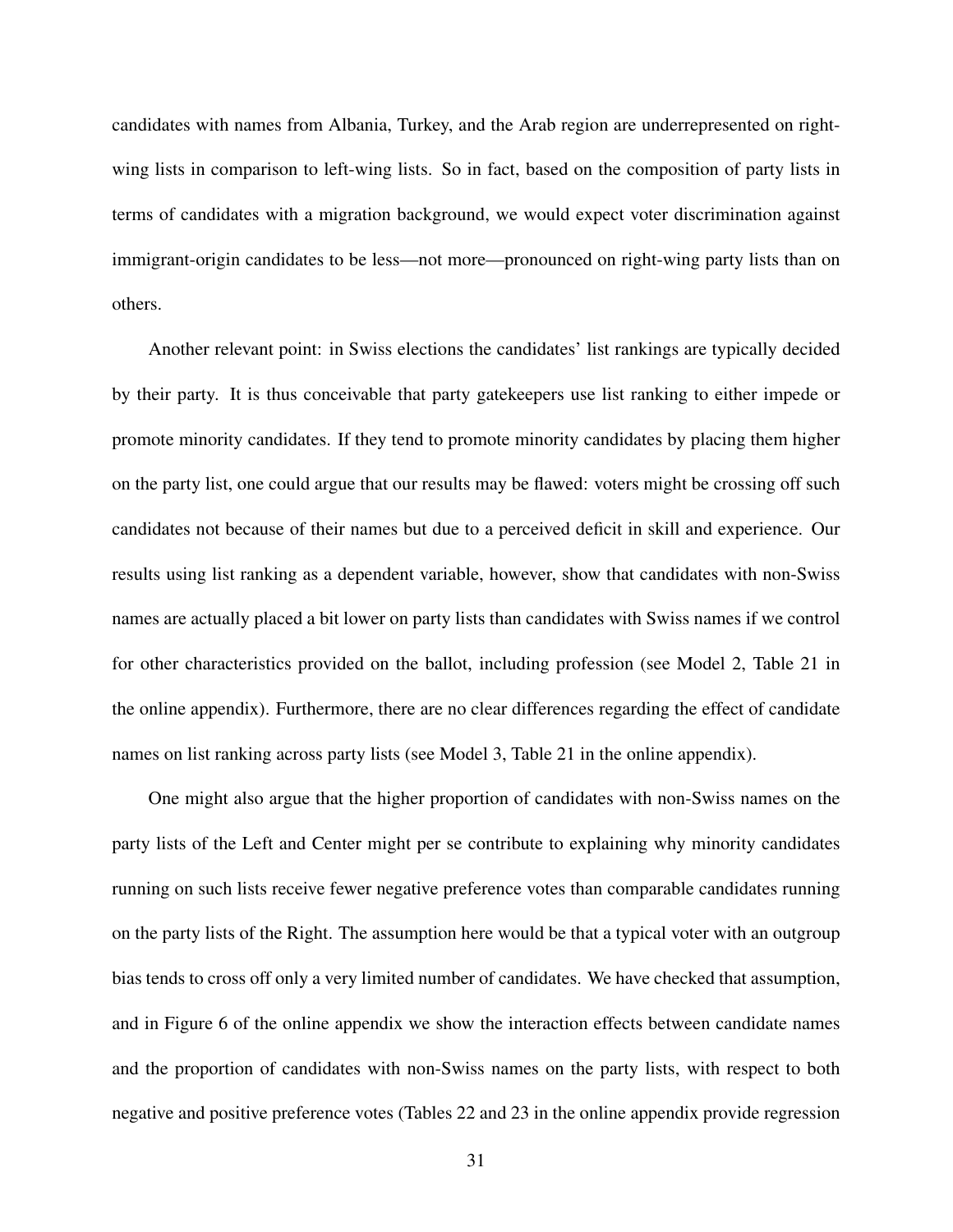candidates with names from Albania, Turkey, and the Arab region are underrepresented on right-wing lists in comparison to left-wing lists. So in fact, based on the composition of party lists in terms of candidates with a migration background, we would expect voter discrimination against immigrant-origin candidates to be less—not more—pronounced on right-wing party lists than on others.

Another relevant point: in Swiss elections the candidates' list rankings are typically decided by their party. It is thus conceivable that party gatekeepers use list ranking to either impede or promote minority candidates. If they tend to promote minority candidates by placing them higher on the party list, one could argue that our results may be flawed: voters might be crossing off such candidates not because of their names but due to a perceived deficit in skill and experience. Our results using list ranking as a dependent variable, however, show that candidates with non-Swiss names are actually placed a bit lower on party lists than candidates with Swiss names if we control for other characteristics provided on the ballot, including profession (see Model 2, Table 21 in the online appendix). Furthermore, there are no clear differences regarding the effect of candidate names on list ranking across party lists (see Model 3, Table 21 in the online appendix).

One might also argue that the higher proportion of candidates with non-Swiss names on the party lists of the Left and Center might per se contribute to explaining why minority candidates running on such lists receive fewer negative preference votes than comparable candidates running on the party lists of the Right. The assumption here would be that a typical voter with an outgroup bias tends to cross off only a very limited number of candidates. We have checked that assumption, and in Figure 6 of the online appendix we show the interaction effects between candidate names and the proportion of candidates with non-Swiss names on the party lists, with respect to both negative and positive preference votes (Tables 22 and 23 in the online appendix provide regression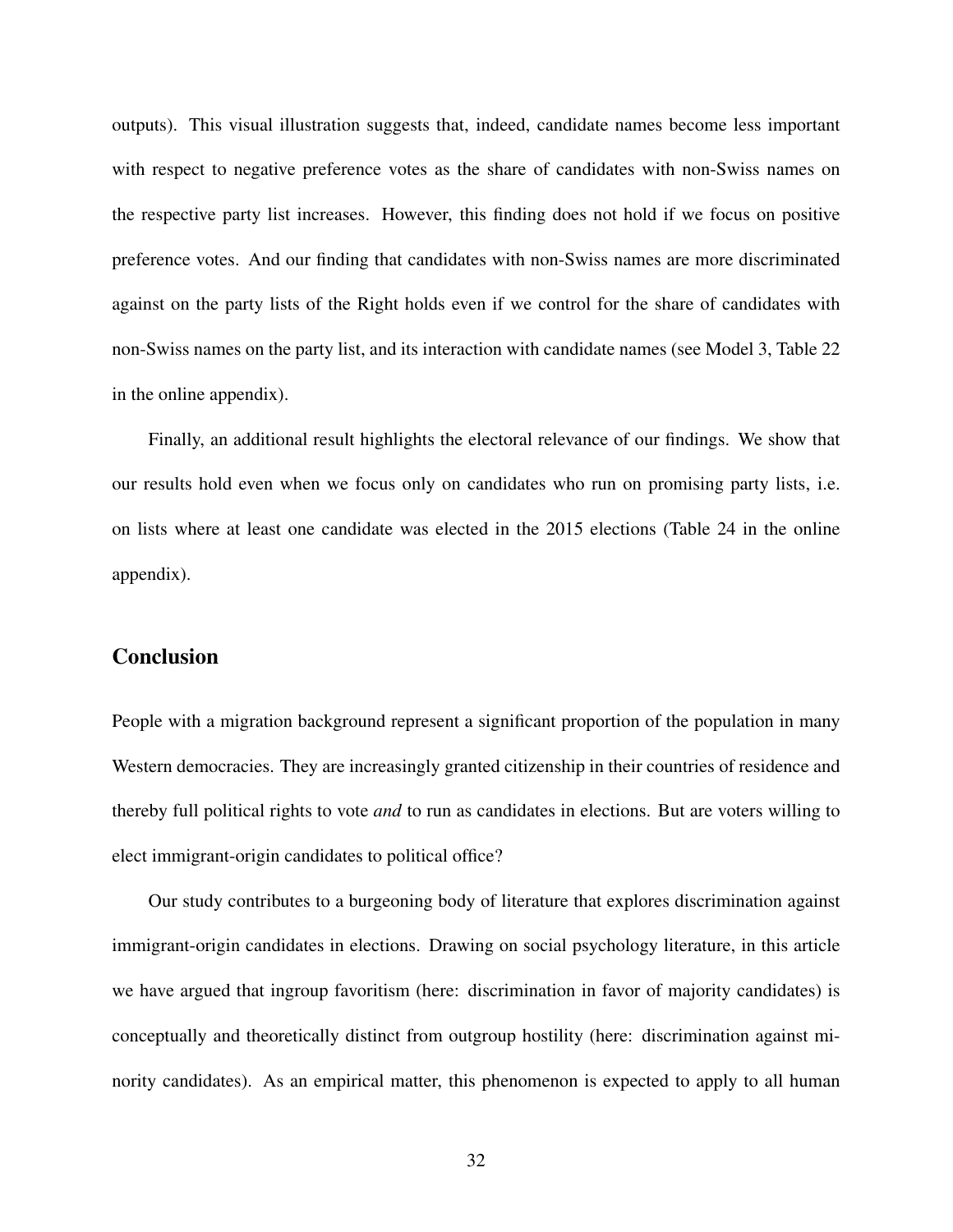outputs). This visual illustration suggests that, indeed, candidate names become less important with respect to negative preference votes as the share of candidates with non-Swiss names on the respective party list increases. However, this finding does not hold if we focus on positive preference votes. And our finding that candidates with non-Swiss names are more discriminated against on the party lists of the Right holds even if we control for the share of candidates with non-Swiss names on the party list, and its interaction with candidate names (see Model 3, Table 22 in the online appendix).

Finally, an additional result highlights the electoral relevance of our findings. We show that our results hold even when we focus only on candidates who run on promising party lists, i.e. on lists where at least one candidate was elected in the 2015 elections (Table 24 in the online appendix).

## Conclusion

People with a migration background represent a significant proportion of the population in many Western democracies. They are increasingly granted citizenship in their countries of residence and thereby full political rights to vote *and* to run as candidates in elections. But are voters willing to elect immigrant-origin candidates to political office?

Our study contributes to a burgeoning body of literature that explores discrimination against immigrant-origin candidates in elections. Drawing on social psychology literature, in this article we have argued that ingroup favoritism (here: discrimination in favor of majority candidates) is conceptually and theoretically distinct from outgroup hostility (here: discrimination against minority candidates). As an empirical matter, this phenomenon is expected to apply to all human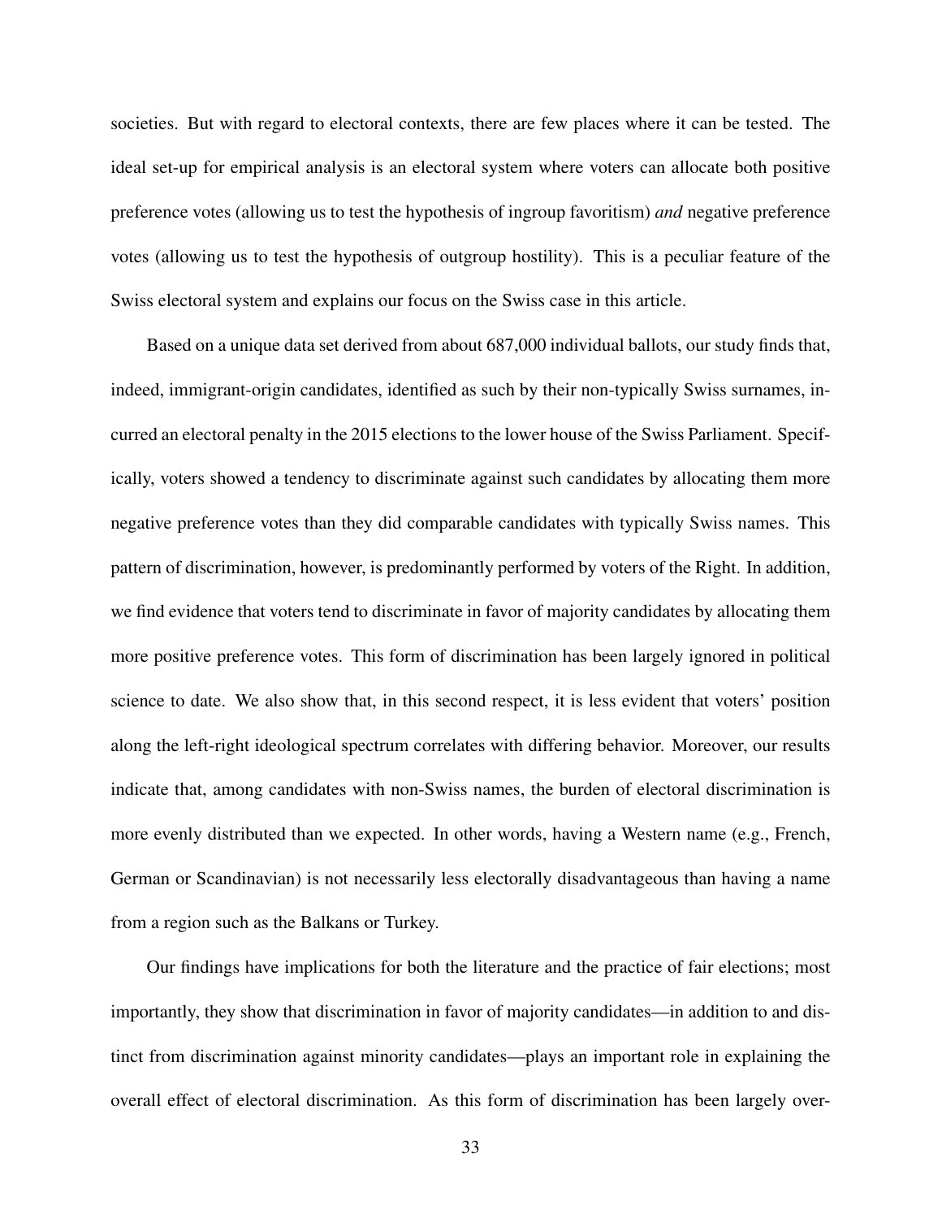societies. But with regard to electoral contexts, there are few places where it can be tested. The ideal set-up for empirical analysis is an electoral system where voters can allocate both positive preference votes (allowing us to test the hypothesis of ingroup favoritism) *and* negative preference votes (allowing us to test the hypothesis of outgroup hostility). This is a peculiar feature of the Swiss electoral system and explains our focus on the Swiss case in this article.

Based on a unique data set derived from about 687,000 individual ballots, our study finds that, indeed, immigrant-origin candidates, identified as such by their non-typically Swiss surnames, incurred an electoral penalty in the 2015 elections to the lower house of the Swiss Parliament. Specifically, voters showed a tendency to discriminate against such candidates by allocating them more negative preference votes than they did comparable candidates with typically Swiss names. This pattern of discrimination, however, is predominantly performed by voters of the Right. In addition, we find evidence that voters tend to discriminate in favor of majority candidates by allocating them more positive preference votes. This form of discrimination has been largely ignored in political science to date. We also show that, in this second respect, it is less evident that voters' position along the left-right ideological spectrum correlates with differing behavior. Moreover, our results indicate that, among candidates with non-Swiss names, the burden of electoral discrimination is more evenly distributed than we expected. In other words, having a Western name (e.g., French, German or Scandinavian) is not necessarily less electorally disadvantageous than having a name from a region such as the Balkans or Turkey.

Our findings have implications for both the literature and the practice of fair elections; most importantly, they show that discrimination in favor of majority candidates—in addition to and distinct from discrimination against minority candidates—plays an important role in explaining the overall effect of electoral discrimination. As this form of discrimination has been largely over-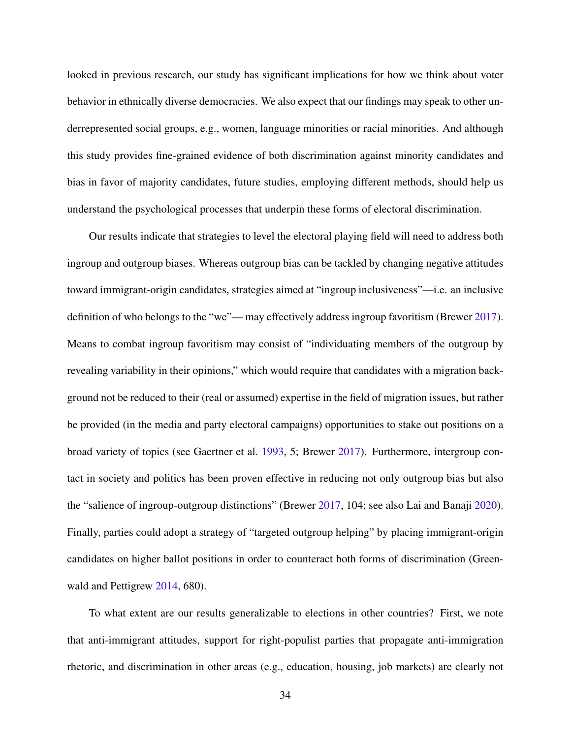looked in previous research, our study has significant implications for how we think about voter behavior in ethnically diverse democracies. We also expect that our findings may speak to other underrepresented social groups, e.g., women, language minorities or racial minorities. And although this study provides fine-grained evidence of both discrimination against minority candidates and bias in favor of majority candidates, future studies, employing different methods, should help us understand the psychological processes that underpin these forms of electoral discrimination.

Our results indicate that strategies to level the electoral playing field will need to address both ingroup and outgroup biases. Whereas outgroup bias can be tackled by changing negative attitudes toward immigrant-origin candidates, strategies aimed at "ingroup inclusiveness"—i.e. an inclusive definition of who belongs to the "we"— may effectively address ingroup favoritism (Brewer 2017). Means to combat ingroup favoritism may consist of "individuating members of the outgroup by revealing variability in their opinions," which would require that candidates with a migration background not be reduced to their (real or assumed) expertise in the field of migration issues, but rather be provided (in the media and party electoral campaigns) opportunities to stake out positions on a broad variety of topics (see Gaertner et al. 1993, 5; Brewer 2017). Furthermore, intergroup contact in society and politics has been proven effective in reducing not only outgroup bias but also the "salience of ingroup-outgroup distinctions" (Brewer 2017, 104; see also Lai and Banaji 2020). Finally, parties could adopt a strategy of "targeted outgroup helping" by placing immigrant-origin candidates on higher ballot positions in order to counteract both forms of discrimination (Greenwald and Pettigrew 2014, 680).

To what extent are our results generalizable to elections in other countries? First, we note that anti-immigrant attitudes, support for right-populist parties that propagate anti-immigration rhetoric, and discrimination in other areas (e.g., education, housing, job markets) are clearly not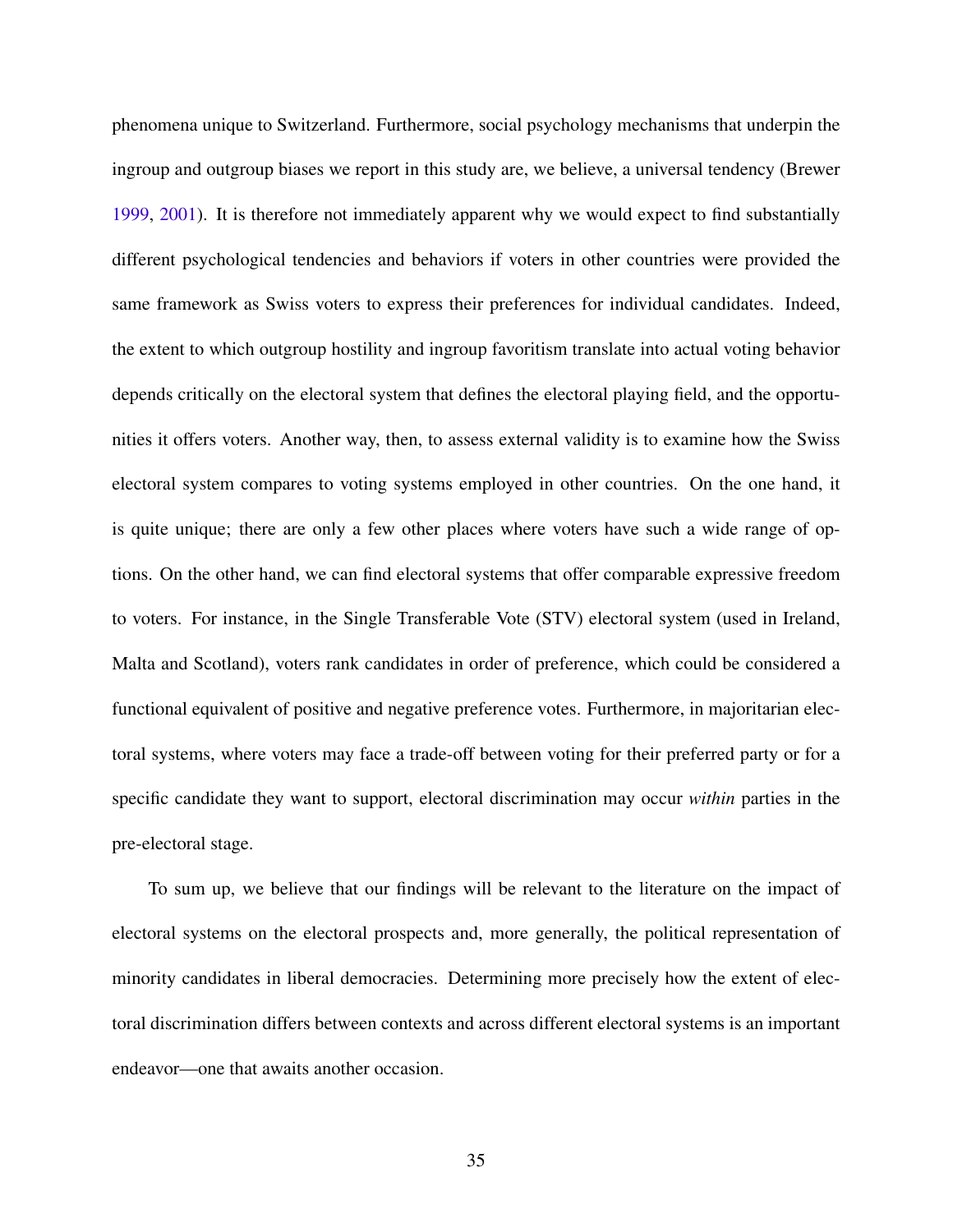phenomena unique to Switzerland. Furthermore, social psychology mechanisms that underpin the ingroup and outgroup biases we report in this study are, we believe, a universal tendency (Brewer 1999, 2001). It is therefore not immediately apparent why we would expect to find substantially different psychological tendencies and behaviors if voters in other countries were provided the same framework as Swiss voters to express their preferences for individual candidates. Indeed, the extent to which outgroup hostility and ingroup favoritism translate into actual voting behavior depends critically on the electoral system that defines the electoral playing field, and the opportunities it offers voters. Another way, then, to assess external validity is to examine how the Swiss electoral system compares to voting systems employed in other countries. On the one hand, it is quite unique; there are only a few other places where voters have such a wide range of options. On the other hand, we can find electoral systems that offer comparable expressive freedom to voters. For instance, in the Single Transferable Vote (STV) electoral system (used in Ireland, Malta and Scotland), voters rank candidates in order of preference, which could be considered a functional equivalent of positive and negative preference votes. Furthermore, in majoritarian electoral systems, where voters may face a trade-off between voting for their preferred party or for a specific candidate they want to support, electoral discrimination may occur *within* parties in the pre-electoral stage.

To sum up, we believe that our findings will be relevant to the literature on the impact of electoral systems on the electoral prospects and, more generally, the political representation of minority candidates in liberal democracies. Determining more precisely how the extent of electoral discrimination differs between contexts and across different electoral systems is an important endeavor—one that awaits another occasion.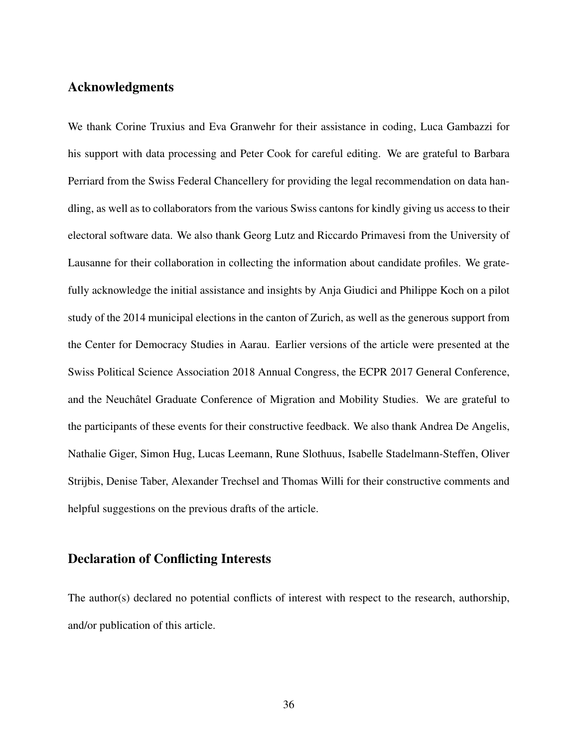## Acknowledgments

We thank Corine Truxius and Eva Granwehr for their assistance in coding, Luca Gambazzi for his support with data processing and Peter Cook for careful editing. We are grateful to Barbara Perriard from the Swiss Federal Chancellery for providing the legal recommendation on data handling, as well as to collaborators from the various Swiss cantons for kindly giving us access to their electoral software data. We also thank Georg Lutz and Riccardo Primavesi from the University of Lausanne for their collaboration in collecting the information about candidate profiles. We gratefully acknowledge the initial assistance and insights by Anja Giudici and Philippe Koch on a pilot study of the 2014 municipal elections in the canton of Zurich, as well as the generous support from the Center for Democracy Studies in Aarau. Earlier versions of the article were presented at the Swiss Political Science Association 2018 Annual Congress, the ECPR 2017 General Conference, and the Neuchâtel Graduate Conference of Migration and Mobility Studies. We are grateful to the participants of these events for their constructive feedback. We also thank Andrea De Angelis, Nathalie Giger, Simon Hug, Lucas Leemann, Rune Slothuus, Isabelle Stadelmann-Steffen, Oliver Strijbis, Denise Taber, Alexander Trechsel and Thomas Willi for their constructive comments and helpful suggestions on the previous drafts of the article.

## Declaration of Conflicting Interests

The author(s) declared no potential conflicts of interest with respect to the research, authorship, and/or publication of this article.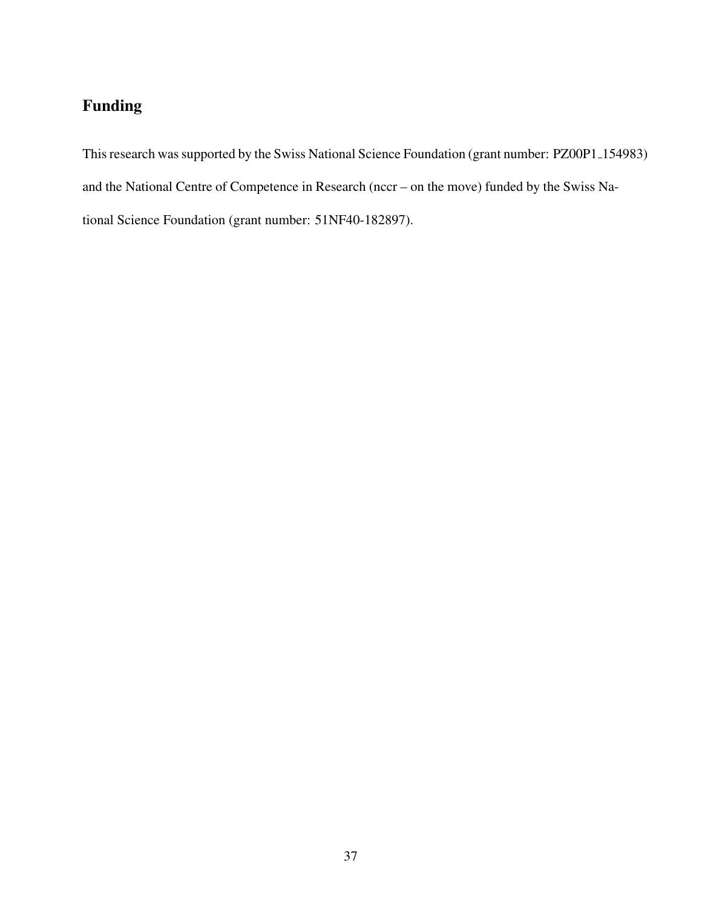## Funding

This research was supported by the Swiss National Science Foundation (grant number: PZ00P1_154983) and the National Centre of Competence in Research (nccr – on the move) funded by the Swiss National Science Foundation (grant number: 51NF40-182897).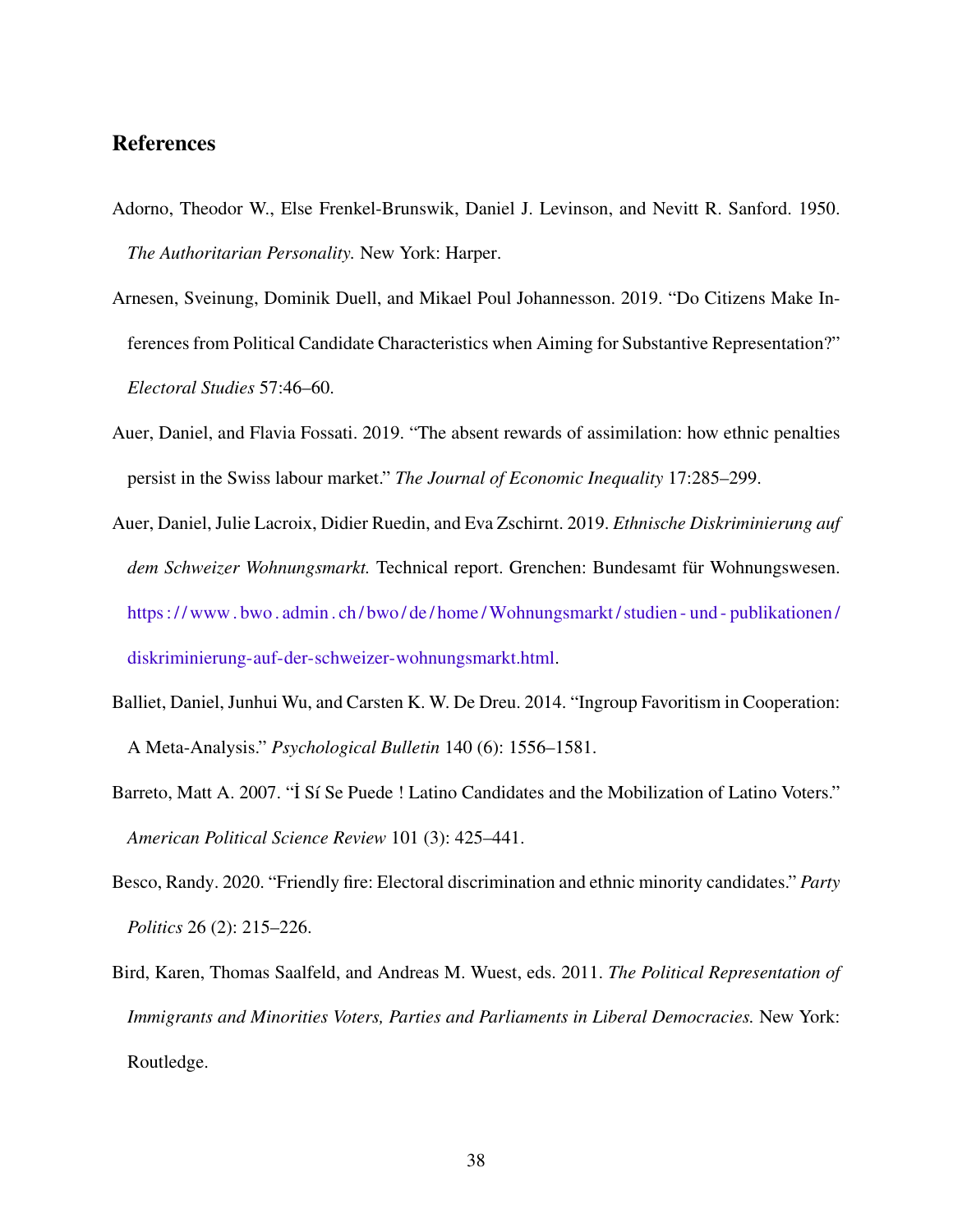## References

Adorno, Theodor W., Else Frenkel-Brunswik, Daniel J. Levinson, and Nevitt R. Sanford. 1950. *The Authoritarian Personality.* New York: Harper.

Arnesen, Sveinung, Dominik Duell, and Mikael Poul Johannesson. 2019. "Do Citizens Make Inferences from Political Candidate Characteristics when Aiming for Substantive Representation?" *Electoral Studies* 57:46–60.

Auer, Daniel, and Flavia Fossati. 2019. "The absent rewards of assimilation: how ethnic penalties persist in the Swiss labour market." *The Journal of Economic Inequality* 17:285–299.

Auer, Daniel, Julie Lacroix, Didier Ruedin, and Eva Zschirnt. 2019. *Ethnische Diskriminierung auf dem Schweizer Wohnungsmarkt.* Technical report. Grenchen: Bundesamt für Wohnungswesen. https://www.bwo.admin.ch/bwo/de/home/Wohnungsmarkt/studien-und-publikationen/diskriminierung-auf-der-schweizer-wohnungsmarkt.html.

Balliet, Daniel, Junhui Wu, and Carsten K. W. De Dreu. 2014. "Ingroup Favoritism in Cooperation: A Meta-Analysis." *Psychological Bulletin* 140 (6): 1556–1581.

Barreto, Matt A. 2007. "İ Sí Se Puede ! Latino Candidates and the Mobilization of Latino Voters." *American Political Science Review* 101 (3): 425–441.

Besco, Randy. 2020. "Friendly fire: Electoral discrimination and ethnic minority candidates." *Party Politics* 26 (2): 215–226.

Bird, Karen, Thomas Saalfeld, and Andreas M. Wuest, eds. 2011. *The Political Representation of Immigrants and Minorities Voters, Parties and Parliaments in Liberal Democracies.* New York: Routledge.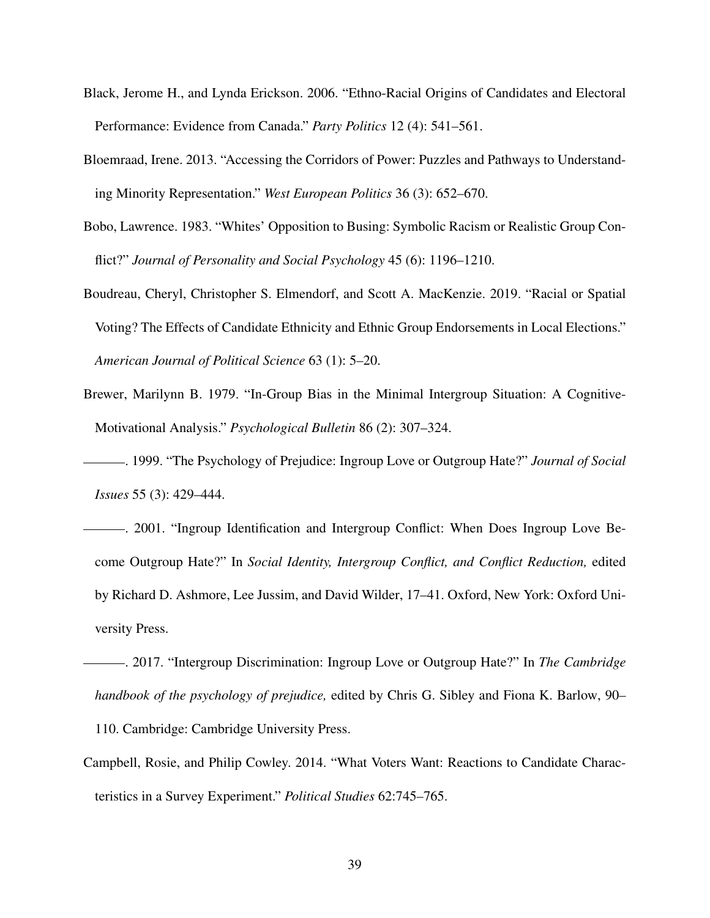Black, Jerome H., and Lynda Erickson. 2006. "Ethno-Racial Origins of Candidates and Electoral Performance: Evidence from Canada." *Party Politics* 12 (4): 541–561.

Bloemraad, Irene. 2013. "Accessing the Corridors of Power: Puzzles and Pathways to Understanding Minority Representation." *West European Politics* 36 (3): 652–670.

Bobo, Lawrence. 1983. "Whites' Opposition to Busing: Symbolic Racism or Realistic Group Conflict?" *Journal of Personality and Social Psychology* 45 (6): 1196–1210.

Boudreau, Cheryl, Christopher S. Elmendorf, and Scott A. MacKenzie. 2019. "Racial or Spatial Voting? The Effects of Candidate Ethnicity and Ethnic Group Endorsements in Local Elections." *American Journal of Political Science* 63 (1): 5–20.

Brewer, Marilynn B. 1979. "In-Group Bias in the Minimal Intergroup Situation: A Cognitive-Motivational Analysis." *Psychological Bulletin* 86 (2): 307–324.

———. 1999. "The Psychology of Prejudice: Ingroup Love or Outgroup Hate?" *Journal of Social Issues* 55 (3): 429–444.

———. 2001. "Ingroup Identification and Intergroup Conflict: When Does Ingroup Love Become Outgroup Hate?" In *Social Identity, Intergroup Conflict, and Conflict Reduction,* edited by Richard D. Ashmore, Lee Jussim, and David Wilder, 17–41. Oxford, New York: Oxford University Press.

———. 2017. "Intergroup Discrimination: Ingroup Love or Outgroup Hate?" In *The Cambridge handbook of the psychology of prejudice,* edited by Chris G. Sibley and Fiona K. Barlow, 90–110. Cambridge: Cambridge University Press.

Campbell, Rosie, and Philip Cowley. 2014. "What Voters Want: Reactions to Candidate Characteristics in a Survey Experiment." *Political Studies* 62:745–765.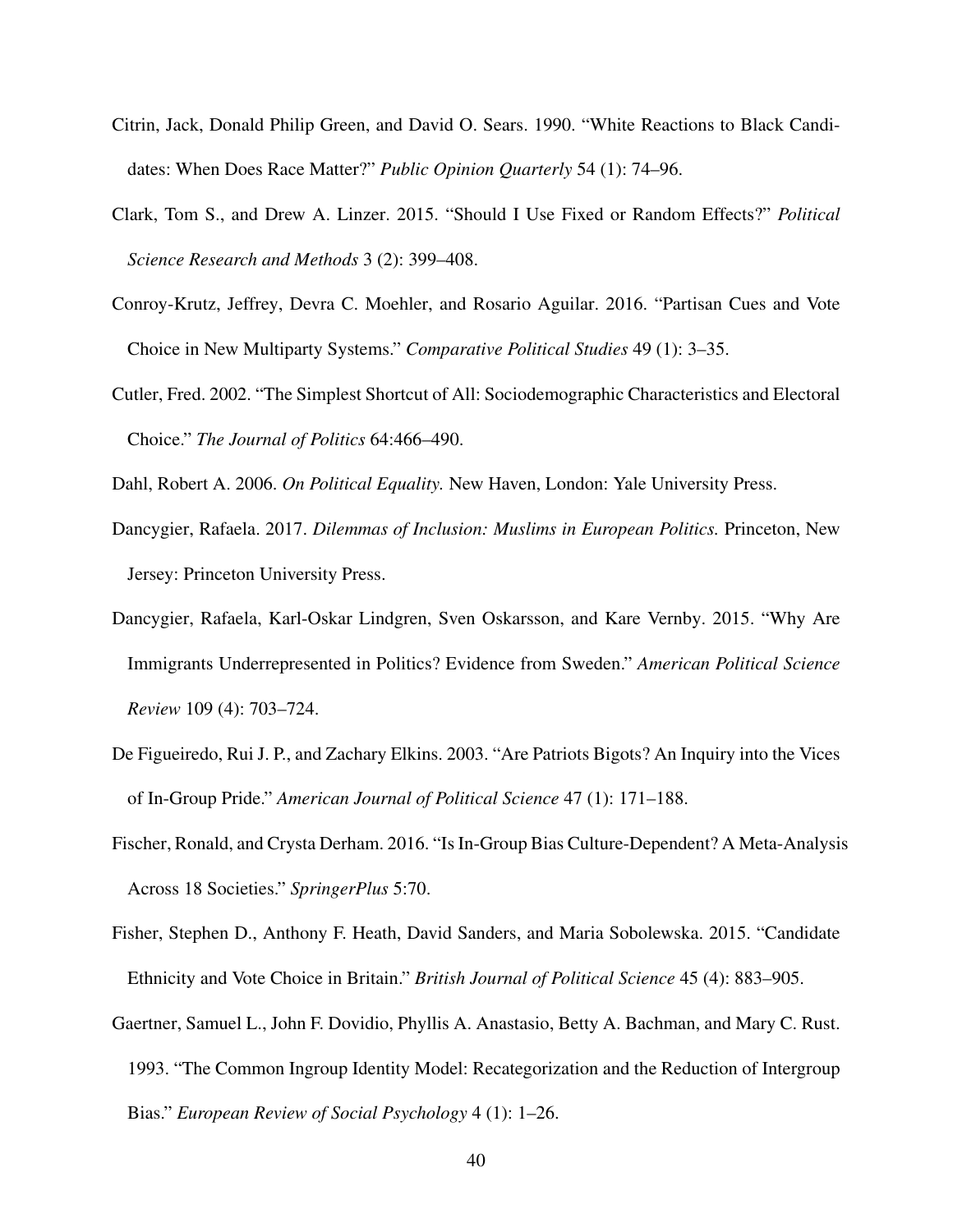Citrin, Jack, Donald Philip Green, and David O. Sears. 1990. "White Reactions to Black Candidates: When Does Race Matter?" *Public Opinion Quarterly* 54 (1): 74–96.

Clark, Tom S., and Drew A. Linzer. 2015. "Should I Use Fixed or Random Effects?" *Political Science Research and Methods* 3 (2): 399–408.

Conroy-Krutz, Jeffrey, Devra C. Moehler, and Rosario Aguilar. 2016. "Partisan Cues and Vote Choice in New Multiparty Systems." *Comparative Political Studies* 49 (1): 3–35.

Cutler, Fred. 2002. "The Simplest Shortcut of All: Sociodemographic Characteristics and Electoral Choice." *The Journal of Politics* 64:466–490.

Dahl, Robert A. 2006. *On Political Equality.* New Haven, London: Yale University Press.

Dancygier, Rafaela. 2017. *Dilemmas of Inclusion: Muslims in European Politics.* Princeton, New Jersey: Princeton University Press.

Dancygier, Rafaela, Karl-Oskar Lindgren, Sven Oskarsson, and Kare Vernby. 2015. "Why Are Immigrants Underrepresented in Politics? Evidence from Sweden." *American Political Science Review* 109 (4): 703–724.

De Figueiredo, Rui J. P., and Zachary Elkins. 2003. "Are Patriots Bigots? An Inquiry into the Vices of In-Group Pride." *American Journal of Political Science* 47 (1): 171–188.

Fischer, Ronald, and Crysta Derham. 2016. "Is In-Group Bias Culture-Dependent? A Meta-Analysis Across 18 Societies." *SpringerPlus* 5:70.

Fisher, Stephen D., Anthony F. Heath, David Sanders, and Maria Sobolewska. 2015. "Candidate Ethnicity and Vote Choice in Britain." *British Journal of Political Science* 45 (4): 883–905.

Gaertner, Samuel L., John F. Dovidio, Phyllis A. Anastasio, Betty A. Bachman, and Mary C. Rust. 1993. "The Common Ingroup Identity Model: Recategorization and the Reduction of Intergroup Bias." *European Review of Social Psychology* 4 (1): 1–26.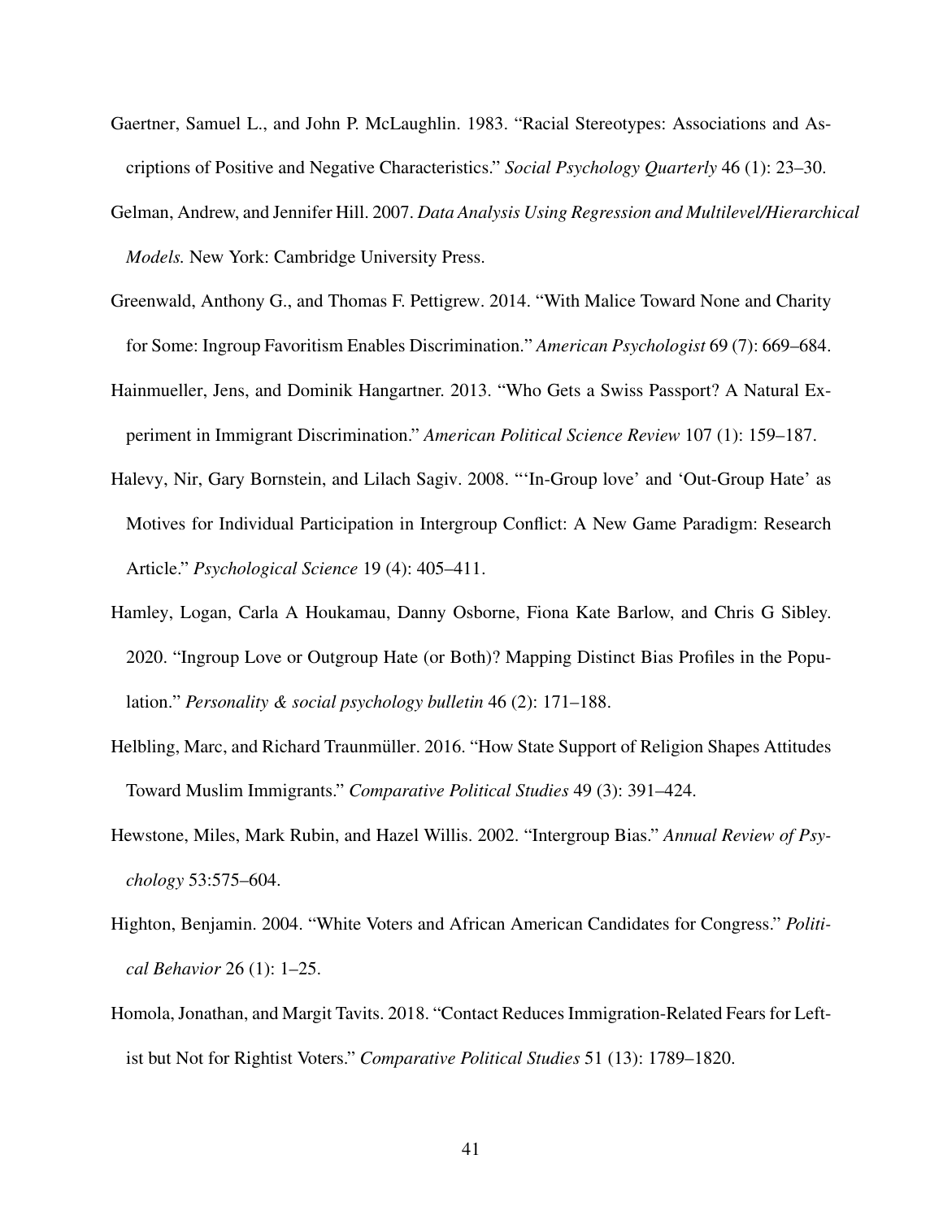Gaertner, Samuel L., and John P. McLaughlin. 1983. "Racial Stereotypes: Associations and Ascriptions of Positive and Negative Characteristics." *Social Psychology Quarterly* 46 (1): 23–30.

Gelman, Andrew, and Jennifer Hill. 2007. *Data Analysis Using Regression and Multilevel/Hierarchical Models.* New York: Cambridge University Press.

Greenwald, Anthony G., and Thomas F. Pettigrew. 2014. "With Malice Toward None and Charity for Some: Ingroup Favoritism Enables Discrimination." *American Psychologist* 69 (7): 669–684.

Hainmueller, Jens, and Dominik Hangartner. 2013. "Who Gets a Swiss Passport? A Natural Experiment in Immigrant Discrimination." *American Political Science Review* 107 (1): 159–187.

Halevy, Nir, Gary Bornstein, and Lilach Sagiv. 2008. "'In-Group love' and 'Out-Group Hate' as Motives for Individual Participation in Intergroup Conflict: A New Game Paradigm: Research Article." *Psychological Science* 19 (4): 405–411.

Hamley, Logan, Carla A Houkamau, Danny Osborne, Fiona Kate Barlow, and Chris G Sibley. 2020. "Ingroup Love or Outgroup Hate (or Both)? Mapping Distinct Bias Profiles in the Population." *Personality & social psychology bulletin* 46 (2): 171–188.

Helbling, Marc, and Richard Traunmüller. 2016. "How State Support of Religion Shapes Attitudes Toward Muslim Immigrants." *Comparative Political Studies* 49 (3): 391–424.

Hewstone, Miles, Mark Rubin, and Hazel Willis. 2002. "Intergroup Bias." *Annual Review of Psychology* 53:575–604.

Highton, Benjamin. 2004. "White Voters and African American Candidates for Congress." *Political Behavior* 26 (1): 1–25.

Homola, Jonathan, and Margit Tavits. 2018. "Contact Reduces Immigration-Related Fears for Leftist but Not for Rightist Voters." *Comparative Political Studies* 51 (13): 1789–1820.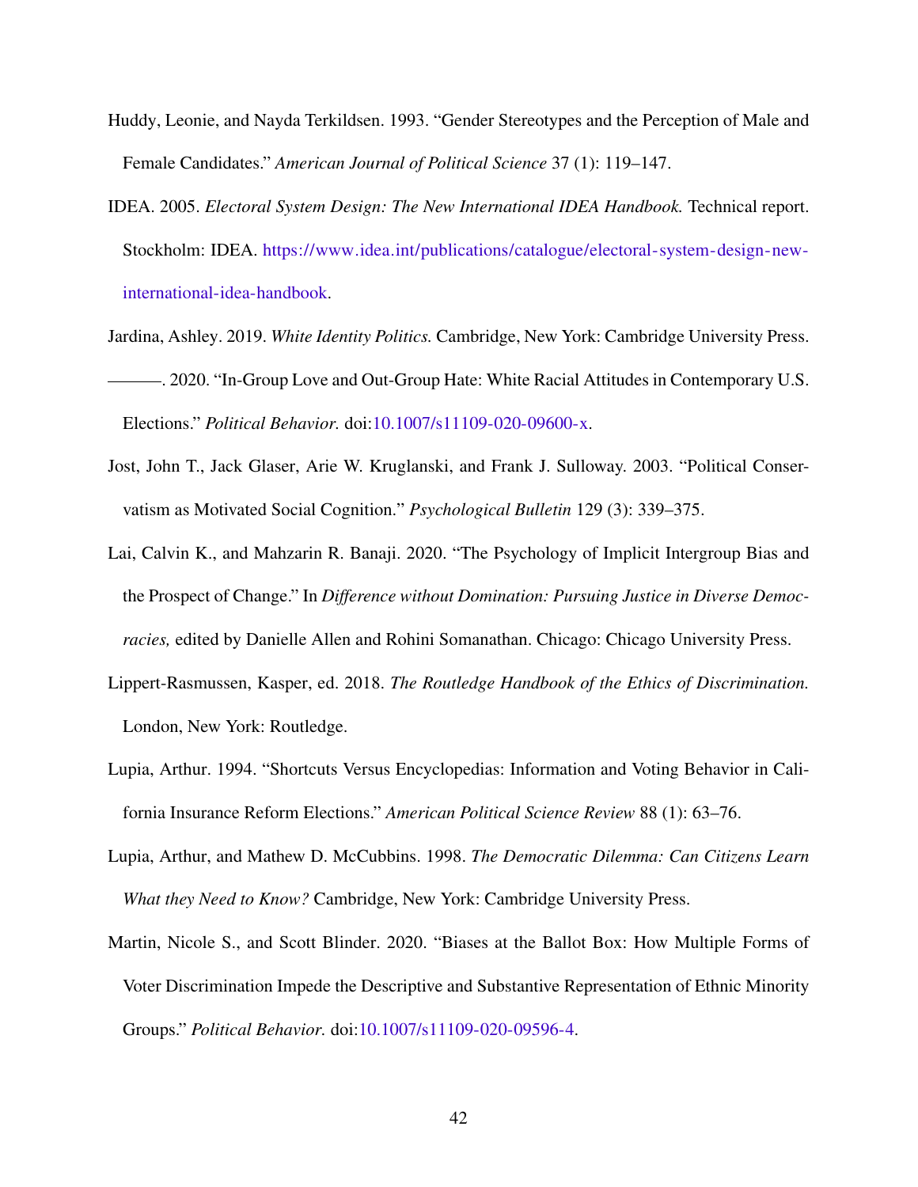Huddy, Leonie, and Nayda Terkildsen. 1993. "Gender Stereotypes and the Perception of Male and Female Candidates." *American Journal of Political Science* 37 (1): 119–147.

IDEA. 2005. *Electoral System Design: The New International IDEA Handbook.* Technical report. Stockholm: IDEA. https://www.idea.int/publications/catalogue/electoral-system-design-new-international-idea-handbook.

Jardina, Ashley. 2019. *White Identity Politics.* Cambridge, New York: Cambridge University Press.

———. 2020. "In-Group Love and Out-Group Hate: White Racial Attitudes in Contemporary U.S. Elections." *Political Behavior.* doi:10.1007/s11109-020-09600-x.

Jost, John T., Jack Glaser, Arie W. Kruglanski, and Frank J. Sulloway. 2003. "Political Conservatism as Motivated Social Cognition." *Psychological Bulletin* 129 (3): 339–375.

Lai, Calvin K., and Mahzarin R. Banaji. 2020. "The Psychology of Implicit Intergroup Bias and the Prospect of Change." In *Difference without Domination: Pursuing Justice in Diverse Democracies,* edited by Danielle Allen and Rohini Somanathan. Chicago: Chicago University Press.

Lippert-Rasmussen, Kasper, ed. 2018. *The Routledge Handbook of the Ethics of Discrimination.* London, New York: Routledge.

Lupia, Arthur. 1994. "Shortcuts Versus Encyclopedias: Information and Voting Behavior in California Insurance Reform Elections." *American Political Science Review* 88 (1): 63–76.

Lupia, Arthur, and Mathew D. McCubbins. 1998. *The Democratic Dilemma: Can Citizens Learn What they Need to Know?* Cambridge, New York: Cambridge University Press.

Martin, Nicole S., and Scott Blinder. 2020. "Biases at the Ballot Box: How Multiple Forms of Voter Discrimination Impede the Descriptive and Substantive Representation of Ethnic Minority Groups." *Political Behavior.* doi:10.1007/s11109-020-09596-4.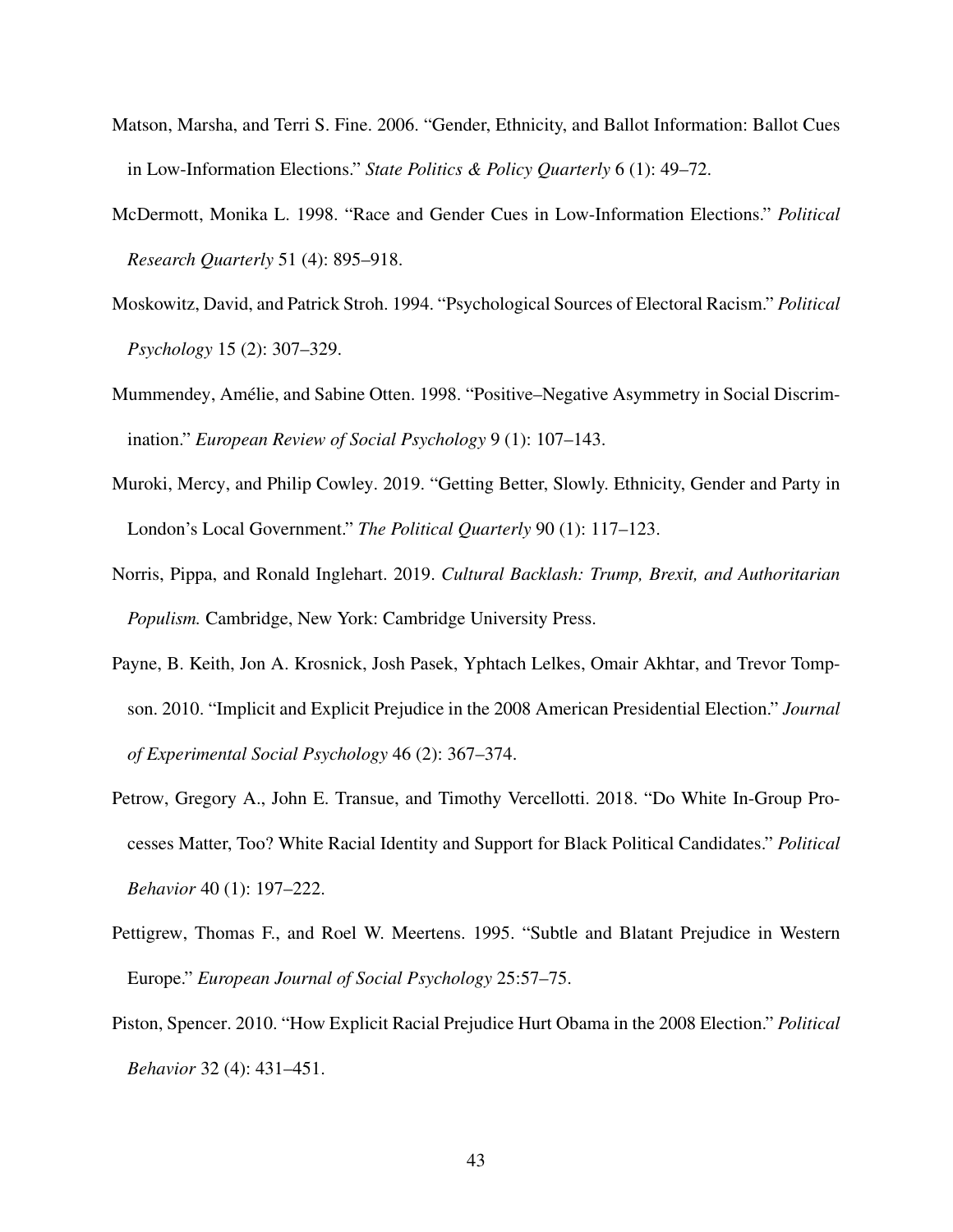Matson, Marsha, and Terri S. Fine. 2006. "Gender, Ethnicity, and Ballot Information: Ballot Cues in Low-Information Elections." *State Politics & Policy Quarterly* 6 (1): 49–72.

McDermott, Monika L. 1998. "Race and Gender Cues in Low-Information Elections." *Political Research Quarterly* 51 (4): 895–918.

Moskowitz, David, and Patrick Stroh. 1994. "Psychological Sources of Electoral Racism." *Political Psychology* 15 (2): 307–329.

Mummendey, Amélie, and Sabine Otten. 1998. "Positive–Negative Asymmetry in Social Discrimination." *European Review of Social Psychology* 9 (1): 107–143.

Muroki, Mercy, and Philip Cowley. 2019. "Getting Better, Slowly. Ethnicity, Gender and Party in London's Local Government." *The Political Quarterly* 90 (1): 117–123.

Norris, Pippa, and Ronald Inglehart. 2019. *Cultural Backlash: Trump, Brexit, and Authoritarian Populism.* Cambridge, New York: Cambridge University Press.

Payne, B. Keith, Jon A. Krosnick, Josh Pasek, Yphtach Lelkes, Omair Akhtar, and Trevor Tompson. 2010. "Implicit and Explicit Prejudice in the 2008 American Presidential Election." *Journal of Experimental Social Psychology* 46 (2): 367–374.

Petrow, Gregory A., John E. Transue, and Timothy Vercellotti. 2018. "Do White In-Group Processes Matter, Too? White Racial Identity and Support for Black Political Candidates." *Political Behavior* 40 (1): 197–222.

Pettigrew, Thomas F., and Roel W. Meertens. 1995. "Subtle and Blatant Prejudice in Western Europe." *European Journal of Social Psychology* 25:57–75.

Piston, Spencer. 2010. "How Explicit Racial Prejudice Hurt Obama in the 2008 Election." *Political Behavior* 32 (4): 431–451.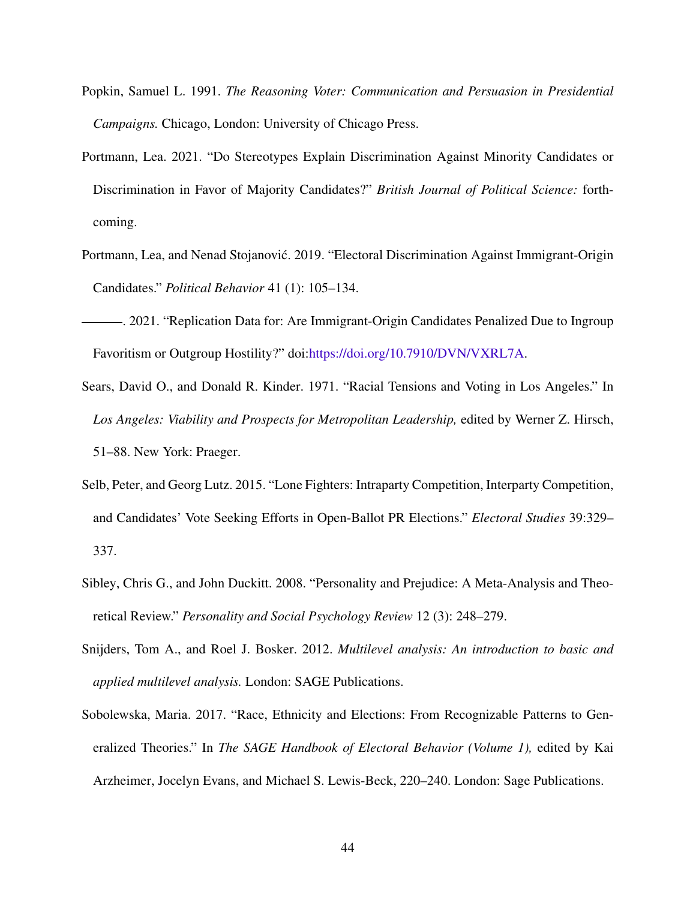Popkin, Samuel L. 1991. *The Reasoning Voter: Communication and Persuasion in Presidential Campaigns.* Chicago, London: University of Chicago Press.

Portmann, Lea. 2021. "Do Stereotypes Explain Discrimination Against Minority Candidates or Discrimination in Favor of Majority Candidates?" *British Journal of Political Science:* forthcoming.

Portmann, Lea, and Nenad Stojanović. 2019. "Electoral Discrimination Against Immigrant-Origin Candidates." *Political Behavior* 41 (1): 105–134.

———. 2021. "Replication Data for: Are Immigrant-Origin Candidates Penalized Due to Ingroup Favoritism or Outgroup Hostility?" doi:https://doi.org/10.7910/DVN/VXRL7A.

Sears, David O., and Donald R. Kinder. 1971. "Racial Tensions and Voting in Los Angeles." In *Los Angeles: Viability and Prospects for Metropolitan Leadership,* edited by Werner Z. Hirsch, 51–88. New York: Praeger.

Selb, Peter, and Georg Lutz. 2015. "Lone Fighters: Intraparty Competition, Interparty Competition, and Candidates' Vote Seeking Efforts in Open-Ballot PR Elections." *Electoral Studies* 39:329–337.

Sibley, Chris G., and John Duckitt. 2008. "Personality and Prejudice: A Meta-Analysis and Theoretical Review." *Personality and Social Psychology Review* 12 (3): 248–279.

Snijders, Tom A., and Roel J. Bosker. 2012. *Multilevel analysis: An introduction to basic and applied multilevel analysis.* London: SAGE Publications.

Sobolewska, Maria. 2017. "Race, Ethnicity and Elections: From Recognizable Patterns to Generalized Theories." In *The SAGE Handbook of Electoral Behavior (Volume 1),* edited by Kai Arzheimer, Jocelyn Evans, and Michael S. Lewis-Beck, 220–240. London: Sage Publications.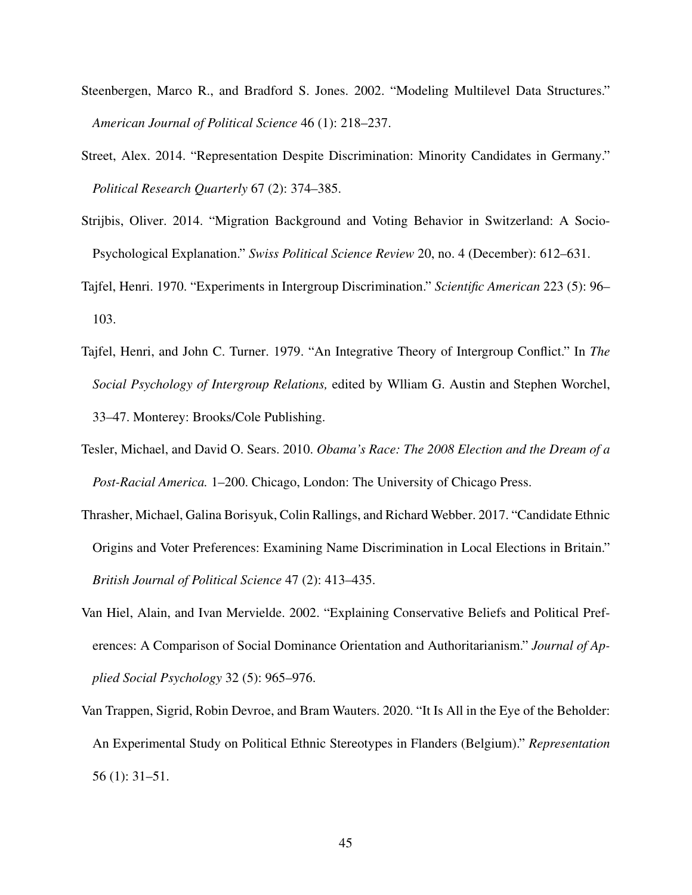Steenbergen, Marco R., and Bradford S. Jones. 2002. "Modeling Multilevel Data Structures." *American Journal of Political Science* 46 (1): 218–237.

Street, Alex. 2014. "Representation Despite Discrimination: Minority Candidates in Germany." *Political Research Quarterly* 67 (2): 374–385.

Strijbis, Oliver. 2014. "Migration Background and Voting Behavior in Switzerland: A Socio-Psychological Explanation." *Swiss Political Science Review* 20, no. 4 (December): 612–631.

Tajfel, Henri. 1970. "Experiments in Intergroup Discrimination." *Scientific American* 223 (5): 96–103.

Tajfel, Henri, and John C. Turner. 1979. "An Integrative Theory of Intergroup Conflict." In *The Social Psychology of Intergroup Relations,* edited by Wlliam G. Austin and Stephen Worchel, 33–47. Monterey: Brooks/Cole Publishing.

Tesler, Michael, and David O. Sears. 2010. *Obama's Race: The 2008 Election and the Dream of a Post-Racial America.* 1–200. Chicago, London: The University of Chicago Press.

Thrasher, Michael, Galina Borisyuk, Colin Rallings, and Richard Webber. 2017. "Candidate Ethnic Origins and Voter Preferences: Examining Name Discrimination in Local Elections in Britain." *British Journal of Political Science* 47 (2): 413–435.

Van Hiel, Alain, and Ivan Mervielde. 2002. "Explaining Conservative Beliefs and Political Preferences: A Comparison of Social Dominance Orientation and Authoritarianism." *Journal of Applied Social Psychology* 32 (5): 965–976.

Van Trappen, Sigrid, Robin Devroe, and Bram Wauters. 2020. "It Is All in the Eye of the Beholder: An Experimental Study on Political Ethnic Stereotypes in Flanders (Belgium)." *Representation* 56 (1): 31–51.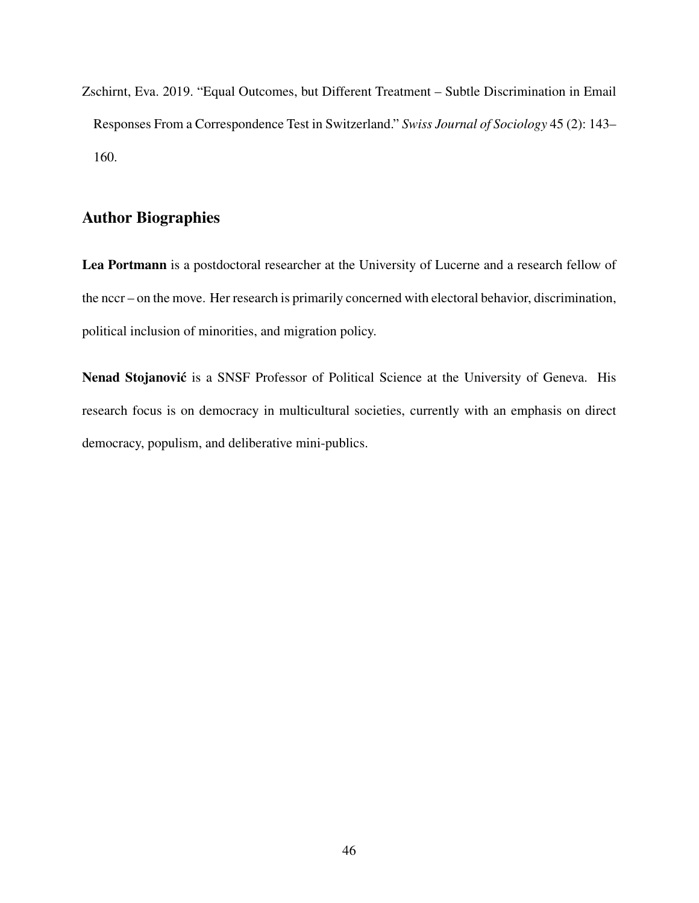Zschirnt, Eva. 2019. "Equal Outcomes, but Different Treatment – Subtle Discrimination in Email Responses From a Correspondence Test in Switzerland." *Swiss Journal of Sociology* 45 (2): 143–160.

## Author Biographies

**Lea Portmann** is a postdoctoral researcher at the University of Lucerne and a research fellow of the nccr – on the move. Her research is primarily concerned with electoral behavior, discrimination, political inclusion of minorities, and migration policy.

**Nenad Stojanović** is a SNSF Professor of Political Science at the University of Geneva. His research focus is on democracy in multicultural societies, currently with an emphasis on direct democracy, populism, and deliberative mini-publics.